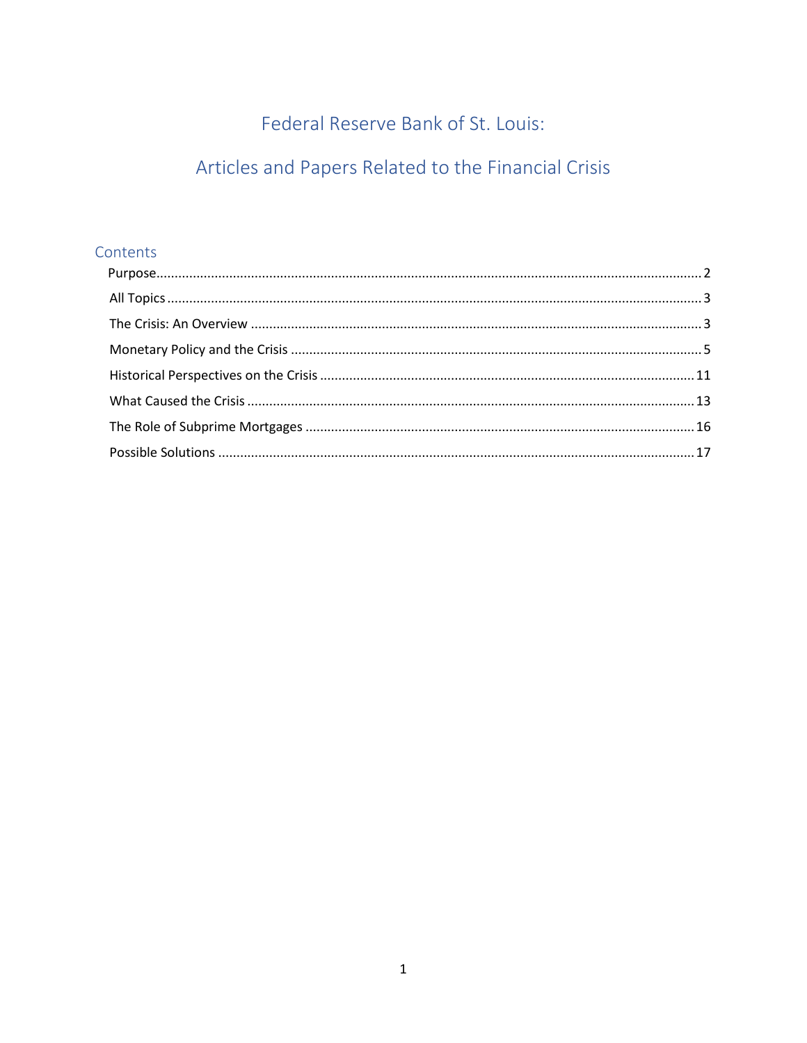# Federal Reserve Bank of St. Louis:

# Articles and Papers Related to the Financial Crisis

## Contents

- Purpose ..... 2
- All Topics ..... 3
- The Crisis: An Overview ..... 3
- Monetary Policy and the Crisis ..... 5
- Historical Perspectives on the Crisis ..... 11
- What Caused the Crisis ..... 13
- The Role of Subprime Mortgages ..... 16
- Possible Solutions ..... 17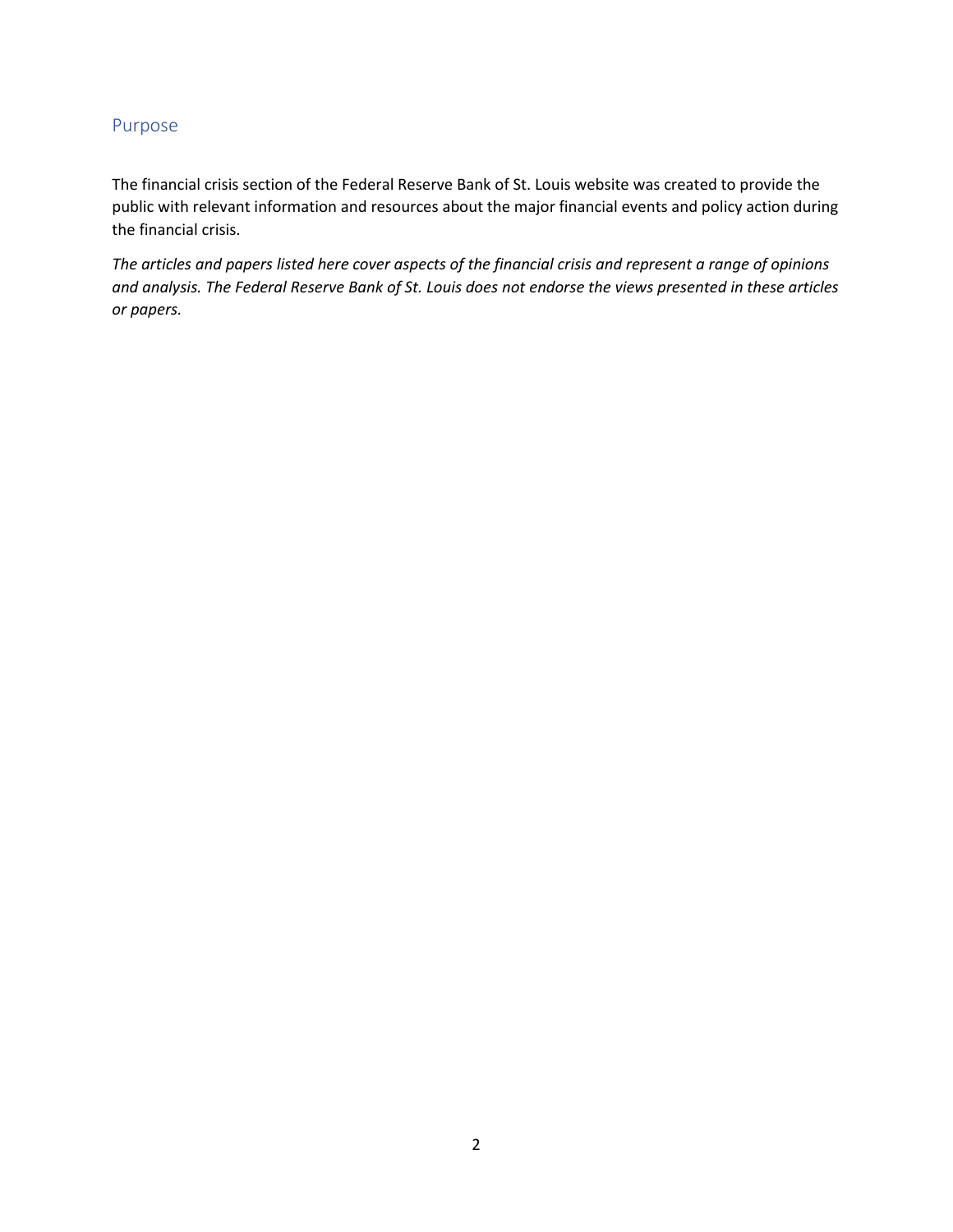## Purpose

The financial crisis section of the Federal Reserve Bank of St. Louis website was created to provide the public with relevant information and resources about the major financial events and policy action during the financial crisis.

*The articles and papers listed here cover aspects of the financial crisis and represent a range of opinions and analysis. The Federal Reserve Bank of St. Louis does not endorse the views presented in these articles or papers.*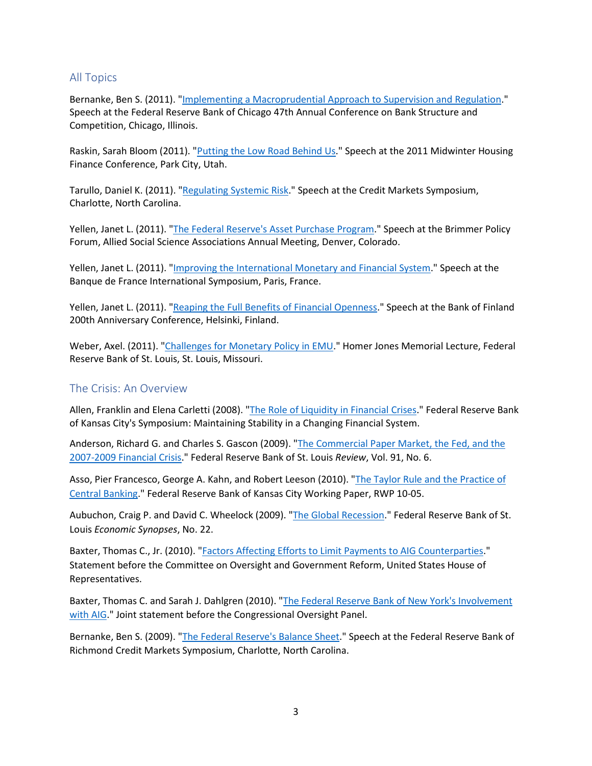## All Topics

Bernanke, Ben S. (2011). "Implementing a Macroprudential Approach to Supervision and Regulation." Speech at the Federal Reserve Bank of Chicago 47th Annual Conference on Bank Structure and Competition, Chicago, Illinois.

Raskin, Sarah Bloom (2011). "Putting the Low Road Behind Us." Speech at the 2011 Midwinter Housing Finance Conference, Park City, Utah.

Tarullo, Daniel K. (2011). "Regulating Systemic Risk." Speech at the Credit Markets Symposium, Charlotte, North Carolina.

Yellen, Janet L. (2011). "The Federal Reserve's Asset Purchase Program." Speech at the Brimmer Policy Forum, Allied Social Science Associations Annual Meeting, Denver, Colorado.

Yellen, Janet L. (2011). "Improving the International Monetary and Financial System." Speech at the Banque de France International Symposium, Paris, France.

Yellen, Janet L. (2011). "Reaping the Full Benefits of Financial Openness." Speech at the Bank of Finland 200th Anniversary Conference, Helsinki, Finland.

Weber, Axel. (2011). "Challenges for Monetary Policy in EMU." Homer Jones Memorial Lecture, Federal Reserve Bank of St. Louis, St. Louis, Missouri.

## The Crisis: An Overview

Allen, Franklin and Elena Carletti (2008). "The Role of Liquidity in Financial Crises." Federal Reserve Bank of Kansas City's Symposium: Maintaining Stability in a Changing Financial System.

Anderson, Richard G. and Charles S. Gascon (2009). "The Commercial Paper Market, the Fed, and the 2007-2009 Financial Crisis." Federal Reserve Bank of St. Louis *Review*, Vol. 91, No. 6.

Asso, Pier Francesco, George A. Kahn, and Robert Leeson (2010). "The Taylor Rule and the Practice of Central Banking." Federal Reserve Bank of Kansas City Working Paper, RWP 10-05.

Aubuchon, Craig P. and David C. Wheelock (2009). "The Global Recession." Federal Reserve Bank of St. Louis *Economic Synopses*, No. 22.

Baxter, Thomas C., Jr. (2010). "Factors Affecting Efforts to Limit Payments to AIG Counterparties." Statement before the Committee on Oversight and Government Reform, United States House of Representatives.

Baxter, Thomas C. and Sarah J. Dahlgren (2010). "The Federal Reserve Bank of New York's Involvement with AIG." Joint statement before the Congressional Oversight Panel.

Bernanke, Ben S. (2009). "The Federal Reserve's Balance Sheet." Speech at the Federal Reserve Bank of Richmond Credit Markets Symposium, Charlotte, North Carolina.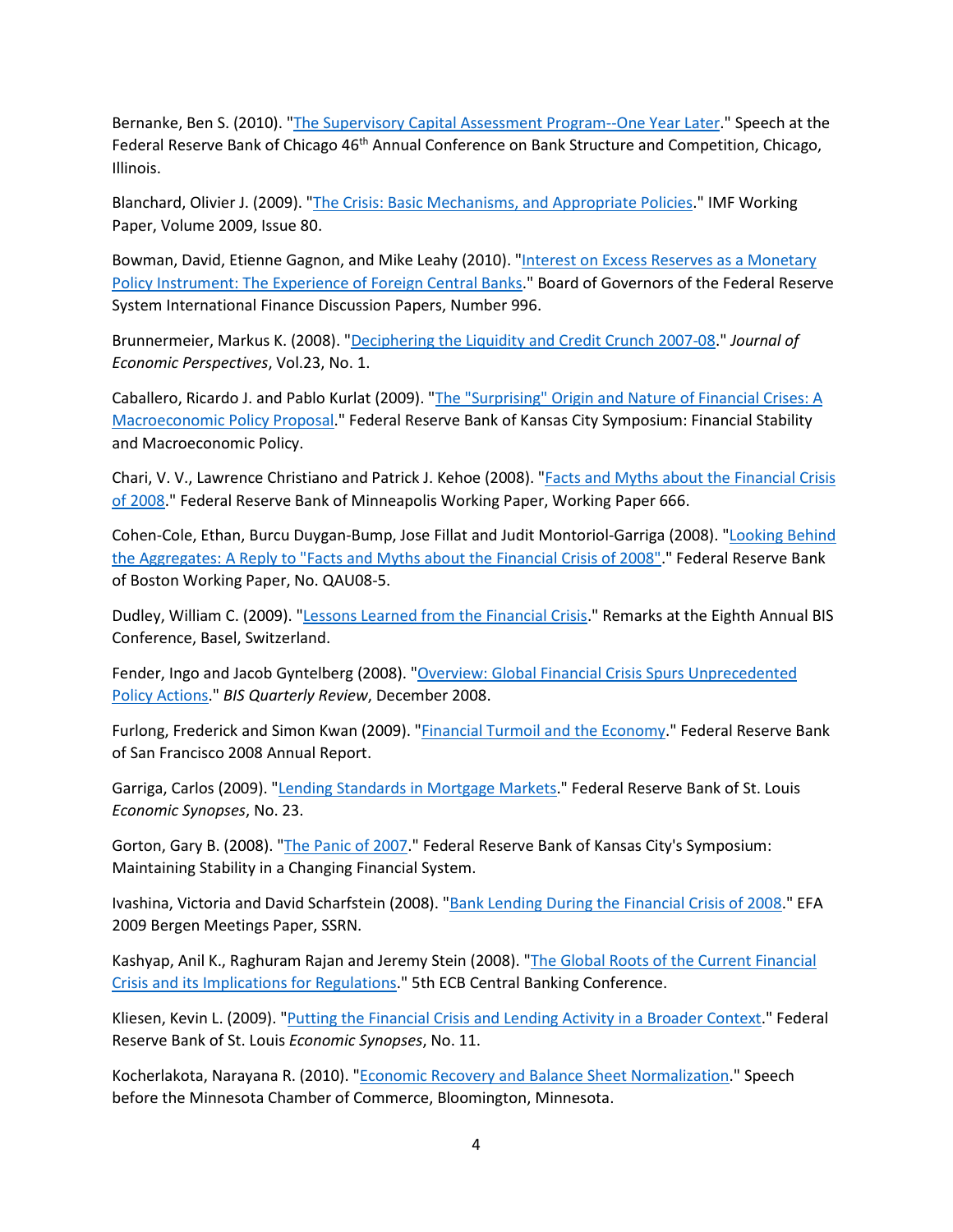Bernanke, Ben S. (2010). "The Supervisory Capital Assessment Program--One Year Later." Speech at the Federal Reserve Bank of Chicago 46th Annual Conference on Bank Structure and Competition, Chicago, Illinois.

Blanchard, Olivier J. (2009). "The Crisis: Basic Mechanisms, and Appropriate Policies." IMF Working Paper, Volume 2009, Issue 80.

Bowman, David, Etienne Gagnon, and Mike Leahy (2010). "Interest on Excess Reserves as a Monetary Policy Instrument: The Experience of Foreign Central Banks." Board of Governors of the Federal Reserve System International Finance Discussion Papers, Number 996.

Brunnermeier, Markus K. (2008). "Deciphering the Liquidity and Credit Crunch 2007-08." *Journal of Economic Perspectives*, Vol.23, No. 1.

Caballero, Ricardo J. and Pablo Kurlat (2009). "The "Surprising" Origin and Nature of Financial Crises: A Macroeconomic Policy Proposal." Federal Reserve Bank of Kansas City Symposium: Financial Stability and Macroeconomic Policy.

Chari, V. V., Lawrence Christiano and Patrick J. Kehoe (2008). "Facts and Myths about the Financial Crisis of 2008." Federal Reserve Bank of Minneapolis Working Paper, Working Paper 666.

Cohen-Cole, Ethan, Burcu Duygan-Bump, Jose Fillat and Judit Montoriol-Garriga (2008). "Looking Behind the Aggregates: A Reply to "Facts and Myths about the Financial Crisis of 2008"." Federal Reserve Bank of Boston Working Paper, No. QAU08-5.

Dudley, William C. (2009). "Lessons Learned from the Financial Crisis." Remarks at the Eighth Annual BIS Conference, Basel, Switzerland.

Fender, Ingo and Jacob Gyntelberg (2008). "Overview: Global Financial Crisis Spurs Unprecedented Policy Actions." *BIS Quarterly Review*, December 2008.

Furlong, Frederick and Simon Kwan (2009). "Financial Turmoil and the Economy." Federal Reserve Bank of San Francisco 2008 Annual Report.

Garriga, Carlos (2009). "Lending Standards in Mortgage Markets." Federal Reserve Bank of St. Louis *Economic Synopses*, No. 23.

Gorton, Gary B. (2008). "The Panic of 2007." Federal Reserve Bank of Kansas City's Symposium: Maintaining Stability in a Changing Financial System.

Ivashina, Victoria and David Scharfstein (2008). "Bank Lending During the Financial Crisis of 2008." EFA 2009 Bergen Meetings Paper, SSRN.

Kashyap, Anil K., Raghuram Rajan and Jeremy Stein (2008). "The Global Roots of the Current Financial Crisis and its Implications for Regulations." 5th ECB Central Banking Conference.

Kliesen, Kevin L. (2009). "Putting the Financial Crisis and Lending Activity in a Broader Context." Federal Reserve Bank of St. Louis *Economic Synopses*, No. 11.

Kocherlakota, Narayana R. (2010). "Economic Recovery and Balance Sheet Normalization." Speech before the Minnesota Chamber of Commerce, Bloomington, Minnesota.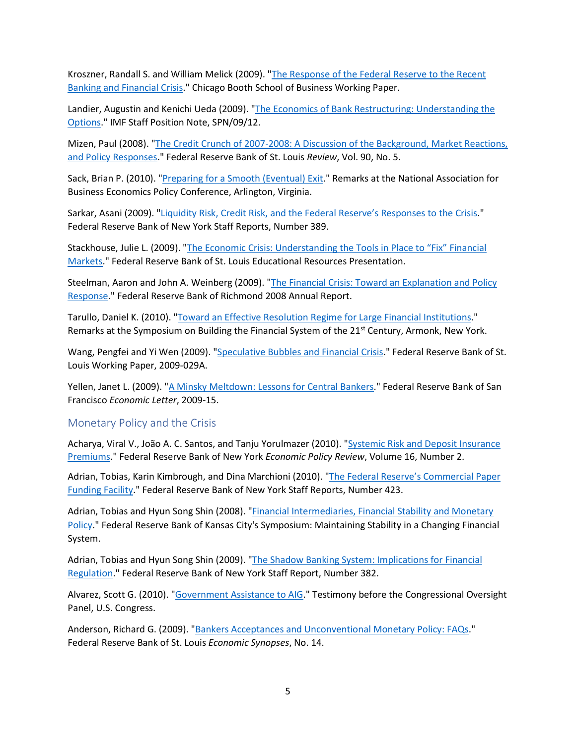Kroszner, Randall S. and William Melick (2009). "The Response of the Federal Reserve to the Recent Banking and Financial Crisis." Chicago Booth School of Business Working Paper.

Landier, Augustin and Kenichi Ueda (2009). "The Economics of Bank Restructuring: Understanding the Options." IMF Staff Position Note, SPN/09/12.

Mizen, Paul (2008). "The Credit Crunch of 2007-2008: A Discussion of the Background, Market Reactions, and Policy Responses." Federal Reserve Bank of St. Louis *Review*, Vol. 90, No. 5.

Sack, Brian P. (2010). "Preparing for a Smooth (Eventual) Exit." Remarks at the National Association for Business Economics Policy Conference, Arlington, Virginia.

Sarkar, Asani (2009). "Liquidity Risk, Credit Risk, and the Federal Reserve's Responses to the Crisis." Federal Reserve Bank of New York Staff Reports, Number 389.

Stackhouse, Julie L. (2009). "The Economic Crisis: Understanding the Tools in Place to "Fix" Financial Markets." Federal Reserve Bank of St. Louis Educational Resources Presentation.

Steelman, Aaron and John A. Weinberg (2009). "The Financial Crisis: Toward an Explanation and Policy Response." Federal Reserve Bank of Richmond 2008 Annual Report.

Tarullo, Daniel K. (2010). "Toward an Effective Resolution Regime for Large Financial Institutions." Remarks at the Symposium on Building the Financial System of the 21st Century, Armonk, New York.

Wang, Pengfei and Yi Wen (2009). "Speculative Bubbles and Financial Crisis." Federal Reserve Bank of St. Louis Working Paper, 2009-029A.

Yellen, Janet L. (2009). "A Minsky Meltdown: Lessons for Central Bankers." Federal Reserve Bank of San Francisco *Economic Letter*, 2009-15.

## Monetary Policy and the Crisis

Acharya, Viral V., João A. C. Santos, and Tanju Yorulmazer (2010). "Systemic Risk and Deposit Insurance Premiums." Federal Reserve Bank of New York *Economic Policy Review*, Volume 16, Number 2.

Adrian, Tobias, Karin Kimbrough, and Dina Marchioni (2010). "The Federal Reserve's Commercial Paper Funding Facility." Federal Reserve Bank of New York Staff Reports, Number 423.

Adrian, Tobias and Hyun Song Shin (2008). "Financial Intermediaries, Financial Stability and Monetary Policy." Federal Reserve Bank of Kansas City's Symposium: Maintaining Stability in a Changing Financial System.

Adrian, Tobias and Hyun Song Shin (2009). "The Shadow Banking System: Implications for Financial Regulation." Federal Reserve Bank of New York Staff Report, Number 382.

Alvarez, Scott G. (2010). "Government Assistance to AIG." Testimony before the Congressional Oversight Panel, U.S. Congress.

Anderson, Richard G. (2009). "Bankers Acceptances and Unconventional Monetary Policy: FAQs." Federal Reserve Bank of St. Louis *Economic Synopses*, No. 14.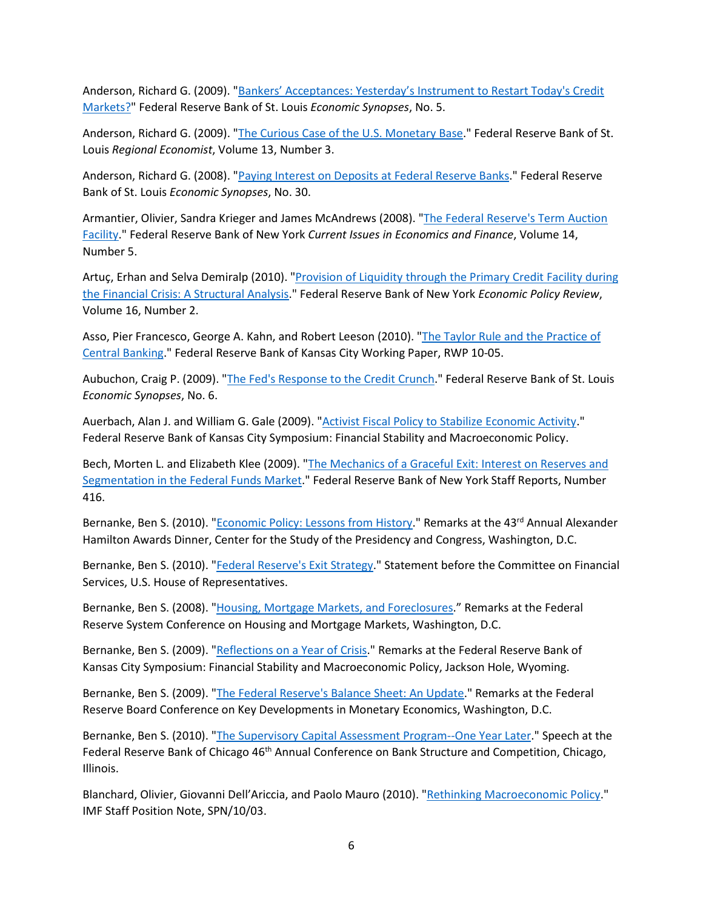Anderson, Richard G. (2009). "Bankers' Acceptances: Yesterday's Instrument to Restart Today's Credit Markets?" Federal Reserve Bank of St. Louis *Economic Synopses*, No. 5.

Anderson, Richard G. (2009). "The Curious Case of the U.S. Monetary Base." Federal Reserve Bank of St. Louis *Regional Economist*, Volume 13, Number 3.

Anderson, Richard G. (2008). "Paying Interest on Deposits at Federal Reserve Banks." Federal Reserve Bank of St. Louis *Economic Synopses*, No. 30.

Armantier, Olivier, Sandra Krieger and James McAndrews (2008). "The Federal Reserve's Term Auction Facility." Federal Reserve Bank of New York *Current Issues in Economics and Finance*, Volume 14, Number 5.

Artuç, Erhan and Selva Demiralp (2010). "Provision of Liquidity through the Primary Credit Facility during the Financial Crisis: A Structural Analysis." Federal Reserve Bank of New York *Economic Policy Review*, Volume 16, Number 2.

Asso, Pier Francesco, George A. Kahn, and Robert Leeson (2010). "The Taylor Rule and the Practice of Central Banking." Federal Reserve Bank of Kansas City Working Paper, RWP 10-05.

Aubuchon, Craig P. (2009). "The Fed's Response to the Credit Crunch." Federal Reserve Bank of St. Louis *Economic Synopses*, No. 6.

Auerbach, Alan J. and William G. Gale (2009). "Activist Fiscal Policy to Stabilize Economic Activity." Federal Reserve Bank of Kansas City Symposium: Financial Stability and Macroeconomic Policy.

Bech, Morten L. and Elizabeth Klee (2009). "The Mechanics of a Graceful Exit: Interest on Reserves and Segmentation in the Federal Funds Market." Federal Reserve Bank of New York Staff Reports, Number 416.

Bernanke, Ben S. (2010). "Economic Policy: Lessons from History." Remarks at the 43rd Annual Alexander Hamilton Awards Dinner, Center for the Study of the Presidency and Congress, Washington, D.C.

Bernanke, Ben S. (2010). "Federal Reserve's Exit Strategy." Statement before the Committee on Financial Services, U.S. House of Representatives.

Bernanke, Ben S. (2008). "Housing, Mortgage Markets, and Foreclosures." Remarks at the Federal Reserve System Conference on Housing and Mortgage Markets, Washington, D.C.

Bernanke, Ben S. (2009). "Reflections on a Year of Crisis." Remarks at the Federal Reserve Bank of Kansas City Symposium: Financial Stability and Macroeconomic Policy, Jackson Hole, Wyoming.

Bernanke, Ben S. (2009). "The Federal Reserve's Balance Sheet: An Update." Remarks at the Federal Reserve Board Conference on Key Developments in Monetary Economics, Washington, D.C.

Bernanke, Ben S. (2010). "The Supervisory Capital Assessment Program--One Year Later." Speech at the Federal Reserve Bank of Chicago 46th Annual Conference on Bank Structure and Competition, Chicago, Illinois.

Blanchard, Olivier, Giovanni Dell'Ariccia, and Paolo Mauro (2010). "Rethinking Macroeconomic Policy." IMF Staff Position Note, SPN/10/03.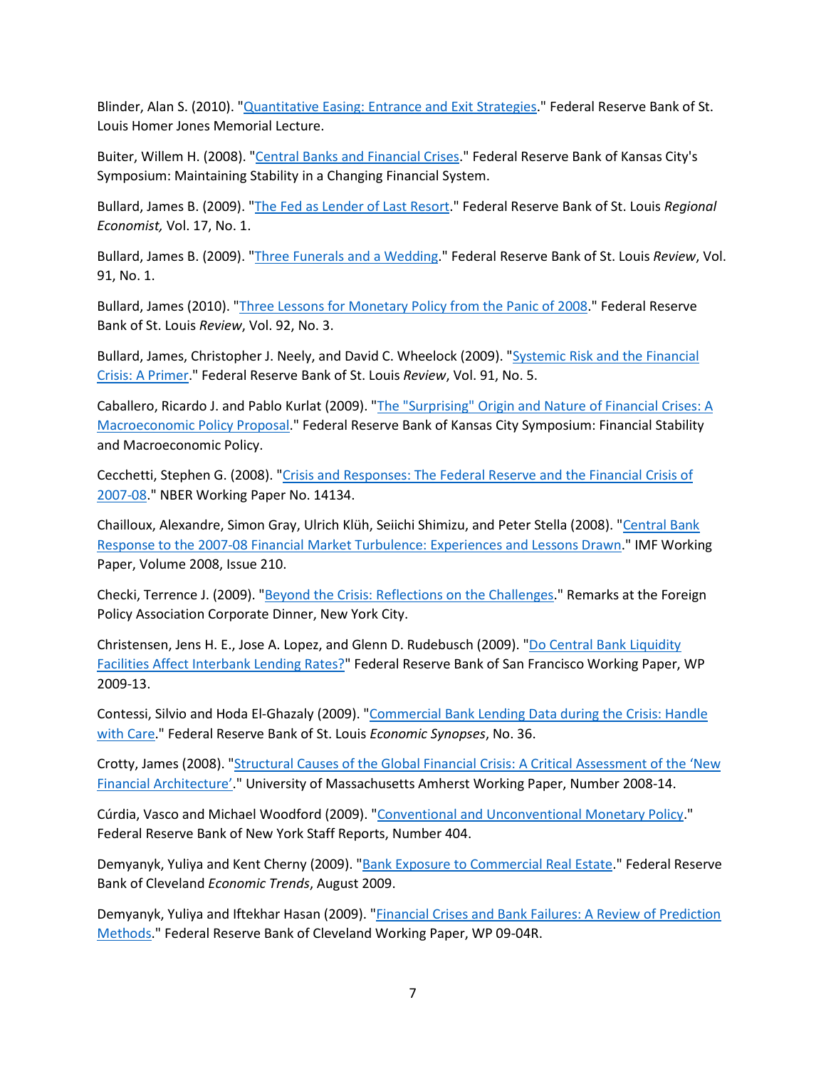Blinder, Alan S. (2010). "[Quantitative Easing: Entrance and Exit Strategies]." Federal Reserve Bank of St. Louis Homer Jones Memorial Lecture.

Buiter, Willem H. (2008). "[Central Banks and Financial Crises]." Federal Reserve Bank of Kansas City's Symposium: Maintaining Stability in a Changing Financial System.

Bullard, James B. (2009). "[The Fed as Lender of Last Resort]." Federal Reserve Bank of St. Louis *Regional Economist,* Vol. 17, No. 1.

Bullard, James B. (2009). "[Three Funerals and a Wedding]." Federal Reserve Bank of St. Louis *Review*, Vol. 91, No. 1.

Bullard, James (2010). "[Three Lessons for Monetary Policy from the Panic of 2008]." Federal Reserve Bank of St. Louis *Review*, Vol. 92, No. 3.

Bullard, James, Christopher J. Neely, and David C. Wheelock (2009). "[Systemic Risk and the Financial Crisis: A Primer]." Federal Reserve Bank of St. Louis *Review*, Vol. 91, No. 5.

Caballero, Ricardo J. and Pablo Kurlat (2009). "[The "Surprising" Origin and Nature of Financial Crises: A Macroeconomic Policy Proposal]." Federal Reserve Bank of Kansas City Symposium: Financial Stability and Macroeconomic Policy.

Cecchetti, Stephen G. (2008). "[Crisis and Responses: The Federal Reserve and the Financial Crisis of 2007-08]." NBER Working Paper No. 14134.

Chailloux, Alexandre, Simon Gray, Ulrich Klüh, Seiichi Shimizu, and Peter Stella (2008). "[Central Bank Response to the 2007-08 Financial Market Turbulence: Experiences and Lessons Drawn]." IMF Working Paper, Volume 2008, Issue 210.

Checki, Terrence J. (2009). "[Beyond the Crisis: Reflections on the Challenges]." Remarks at the Foreign Policy Association Corporate Dinner, New York City.

Christensen, Jens H. E., Jose A. Lopez, and Glenn D. Rudebusch (2009). "[Do Central Bank Liquidity Facilities Affect Interbank Lending Rates?]" Federal Reserve Bank of San Francisco Working Paper, WP 2009-13.

Contessi, Silvio and Hoda El-Ghazaly (2009). "[Commercial Bank Lending Data during the Crisis: Handle with Care]." Federal Reserve Bank of St. Louis *Economic Synopses*, No. 36.

Crotty, James (2008). "[Structural Causes of the Global Financial Crisis: A Critical Assessment of the 'New Financial Architecture']." University of Massachusetts Amherst Working Paper, Number 2008-14.

Cúrdia, Vasco and Michael Woodford (2009). "[Conventional and Unconventional Monetary Policy]." Federal Reserve Bank of New York Staff Reports, Number 404.

Demyanyk, Yuliya and Kent Cherny (2009). "[Bank Exposure to Commercial Real Estate]." Federal Reserve Bank of Cleveland *Economic Trends*, August 2009.

Demyanyk, Yuliya and Iftekhar Hasan (2009). "[Financial Crises and Bank Failures: A Review of Prediction Methods]." Federal Reserve Bank of Cleveland Working Paper, WP 09-04R.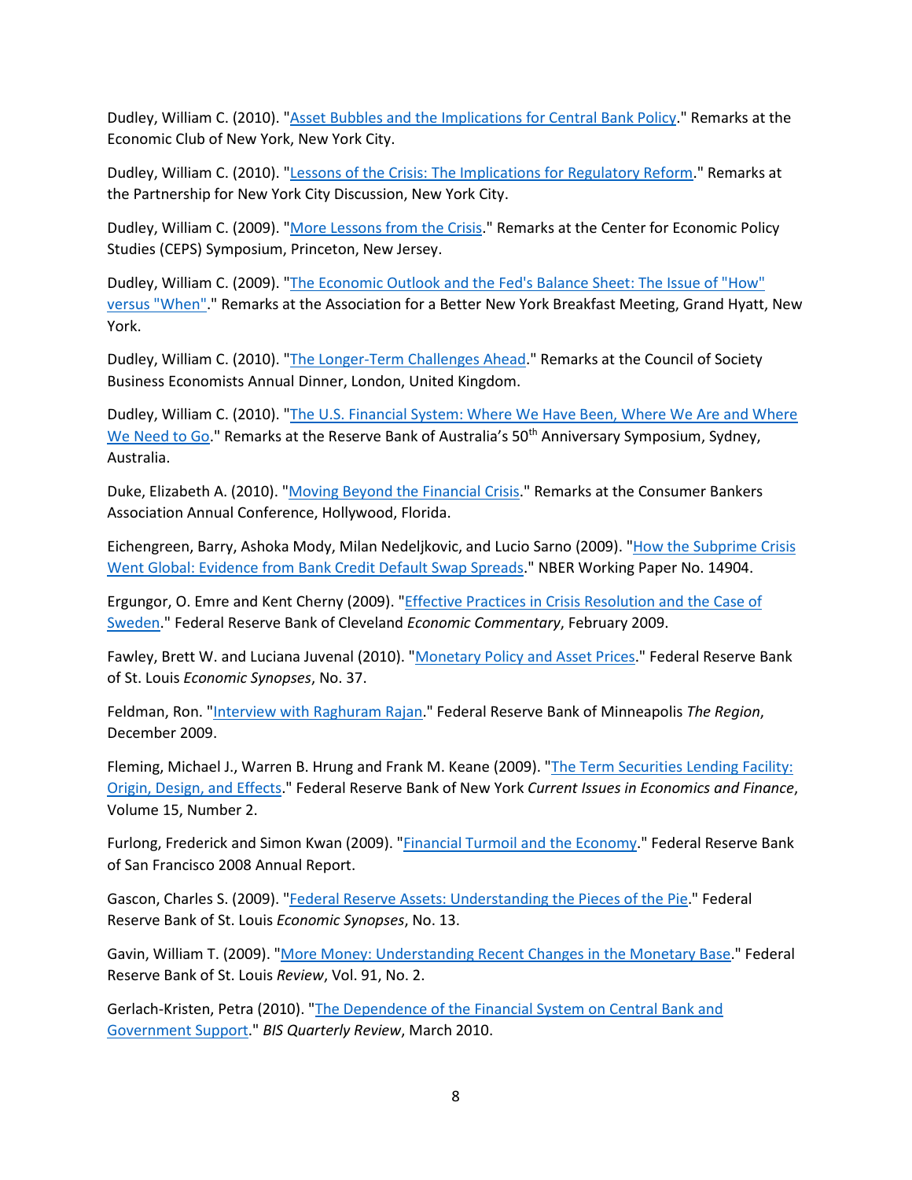Dudley, William C. (2010). "Asset Bubbles and the Implications for Central Bank Policy." Remarks at the Economic Club of New York, New York City.

Dudley, William C. (2010). "Lessons of the Crisis: The Implications for Regulatory Reform." Remarks at the Partnership for New York City Discussion, New York City.

Dudley, William C. (2009). "More Lessons from the Crisis." Remarks at the Center for Economic Policy Studies (CEPS) Symposium, Princeton, New Jersey.

Dudley, William C. (2009). "The Economic Outlook and the Fed's Balance Sheet: The Issue of "How" versus "When"." Remarks at the Association for a Better New York Breakfast Meeting, Grand Hyatt, New York.

Dudley, William C. (2010). "The Longer-Term Challenges Ahead." Remarks at the Council of Society Business Economists Annual Dinner, London, United Kingdom.

Dudley, William C. (2010). "The U.S. Financial System: Where We Have Been, Where We Are and Where We Need to Go." Remarks at the Reserve Bank of Australia's 50th Anniversary Symposium, Sydney, Australia.

Duke, Elizabeth A. (2010). "Moving Beyond the Financial Crisis." Remarks at the Consumer Bankers Association Annual Conference, Hollywood, Florida.

Eichengreen, Barry, Ashoka Mody, Milan Nedeljkovic, and Lucio Sarno (2009). "How the Subprime Crisis Went Global: Evidence from Bank Credit Default Swap Spreads." NBER Working Paper No. 14904.

Ergungor, O. Emre and Kent Cherny (2009). "Effective Practices in Crisis Resolution and the Case of Sweden." Federal Reserve Bank of Cleveland *Economic Commentary*, February 2009.

Fawley, Brett W. and Luciana Juvenal (2010). "Monetary Policy and Asset Prices." Federal Reserve Bank of St. Louis *Economic Synopses*, No. 37.

Feldman, Ron. "Interview with Raghuram Rajan." Federal Reserve Bank of Minneapolis *The Region*, December 2009.

Fleming, Michael J., Warren B. Hrung and Frank M. Keane (2009). "The Term Securities Lending Facility: Origin, Design, and Effects." Federal Reserve Bank of New York *Current Issues in Economics and Finance*, Volume 15, Number 2.

Furlong, Frederick and Simon Kwan (2009). "Financial Turmoil and the Economy." Federal Reserve Bank of San Francisco 2008 Annual Report.

Gascon, Charles S. (2009). "Federal Reserve Assets: Understanding the Pieces of the Pie." Federal Reserve Bank of St. Louis *Economic Synopses*, No. 13.

Gavin, William T. (2009). "More Money: Understanding Recent Changes in the Monetary Base." Federal Reserve Bank of St. Louis *Review*, Vol. 91, No. 2.

Gerlach-Kristen, Petra (2010). "The Dependence of the Financial System on Central Bank and Government Support." *BIS Quarterly Review*, March 2010.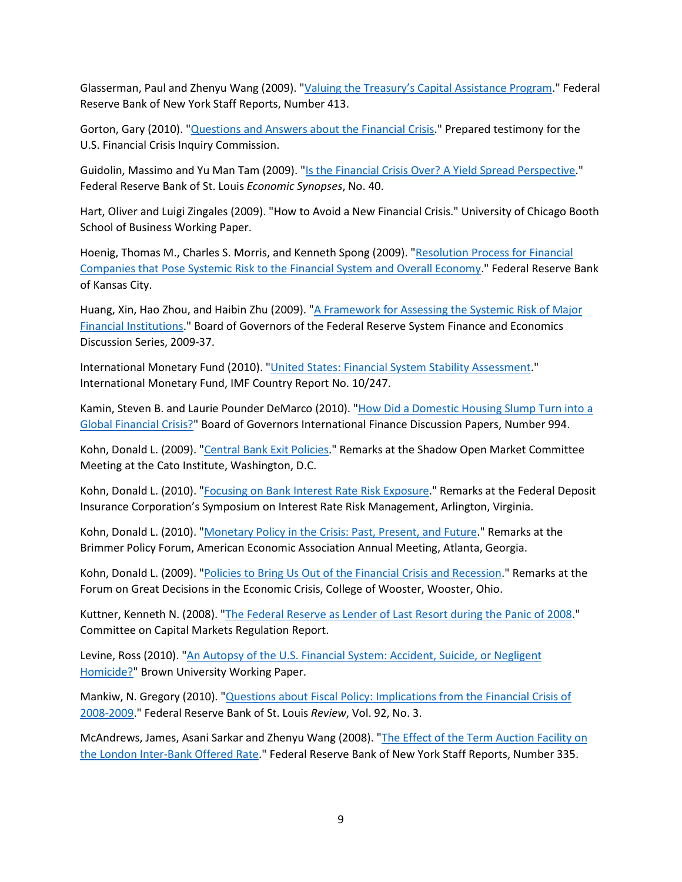Glasserman, Paul and Zhenyu Wang (2009). "Valuing the Treasury's Capital Assistance Program." Federal Reserve Bank of New York Staff Reports, Number 413.

Gorton, Gary (2010). "Questions and Answers about the Financial Crisis." Prepared testimony for the U.S. Financial Crisis Inquiry Commission.

Guidolin, Massimo and Yu Man Tam (2009). "Is the Financial Crisis Over? A Yield Spread Perspective." Federal Reserve Bank of St. Louis *Economic Synopses*, No. 40.

Hart, Oliver and Luigi Zingales (2009). "How to Avoid a New Financial Crisis." University of Chicago Booth School of Business Working Paper.

Hoenig, Thomas M., Charles S. Morris, and Kenneth Spong (2009). "Resolution Process for Financial Companies that Pose Systemic Risk to the Financial System and Overall Economy." Federal Reserve Bank of Kansas City.

Huang, Xin, Hao Zhou, and Haibin Zhu (2009). "A Framework for Assessing the Systemic Risk of Major Financial Institutions." Board of Governors of the Federal Reserve System Finance and Economics Discussion Series, 2009-37.

International Monetary Fund (2010). "United States: Financial System Stability Assessment." International Monetary Fund, IMF Country Report No. 10/247.

Kamin, Steven B. and Laurie Pounder DeMarco (2010). "How Did a Domestic Housing Slump Turn into a Global Financial Crisis?" Board of Governors International Finance Discussion Papers, Number 994.

Kohn, Donald L. (2009). "Central Bank Exit Policies." Remarks at the Shadow Open Market Committee Meeting at the Cato Institute, Washington, D.C.

Kohn, Donald L. (2010). "Focusing on Bank Interest Rate Risk Exposure." Remarks at the Federal Deposit Insurance Corporation's Symposium on Interest Rate Risk Management, Arlington, Virginia.

Kohn, Donald L. (2010). "Monetary Policy in the Crisis: Past, Present, and Future." Remarks at the Brimmer Policy Forum, American Economic Association Annual Meeting, Atlanta, Georgia.

Kohn, Donald L. (2009). "Policies to Bring Us Out of the Financial Crisis and Recession." Remarks at the Forum on Great Decisions in the Economic Crisis, College of Wooster, Wooster, Ohio.

Kuttner, Kenneth N. (2008). "The Federal Reserve as Lender of Last Resort during the Panic of 2008." Committee on Capital Markets Regulation Report.

Levine, Ross (2010). "An Autopsy of the U.S. Financial System: Accident, Suicide, or Negligent Homicide?" Brown University Working Paper.

Mankiw, N. Gregory (2010). "Questions about Fiscal Policy: Implications from the Financial Crisis of 2008-2009." Federal Reserve Bank of St. Louis *Review*, Vol. 92, No. 3.

McAndrews, James, Asani Sarkar and Zhenyu Wang (2008). "The Effect of the Term Auction Facility on the London Inter-Bank Offered Rate." Federal Reserve Bank of New York Staff Reports, Number 335.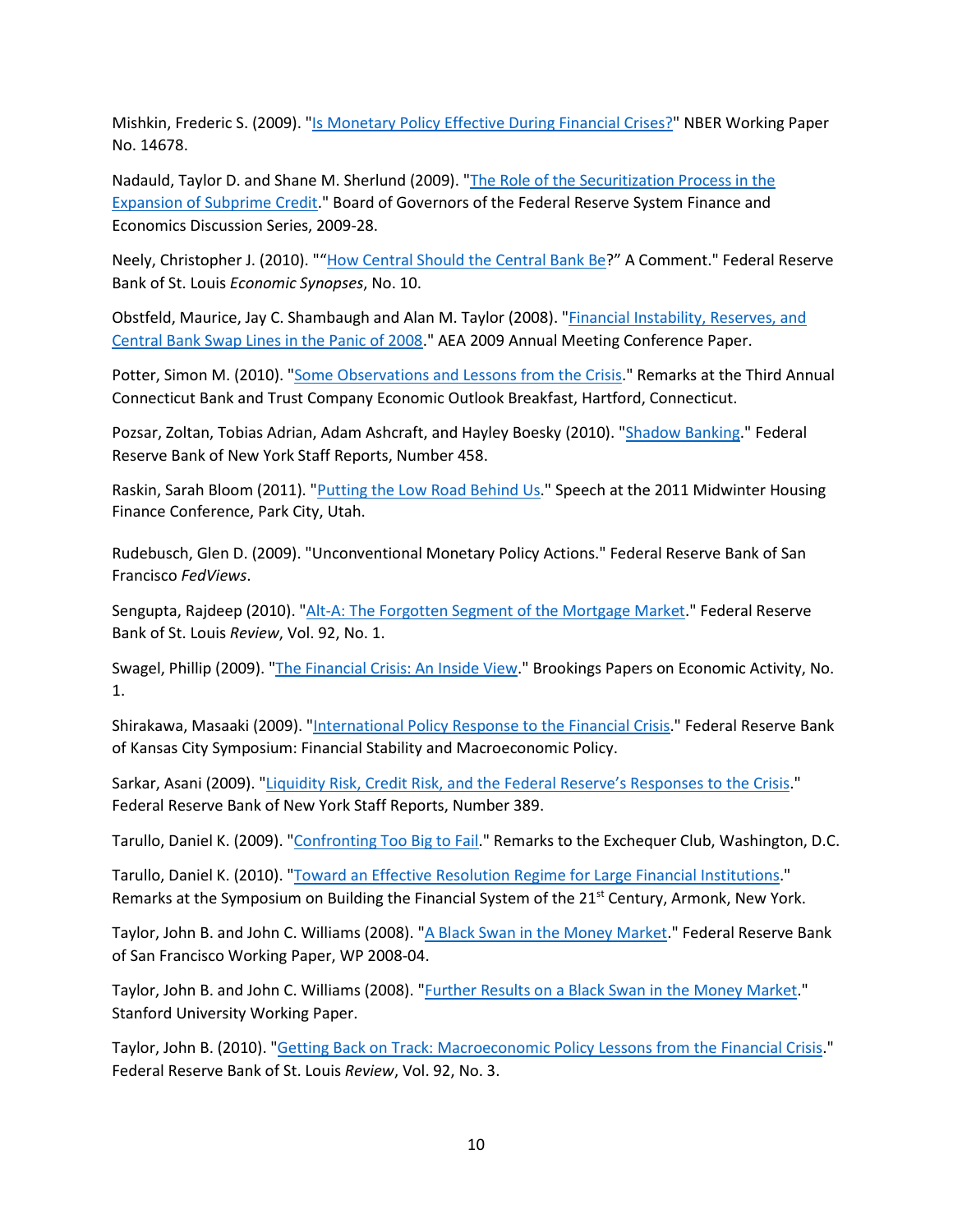Mishkin, Frederic S. (2009). "Is Monetary Policy Effective During Financial Crises?" NBER Working Paper No. 14678.

Nadauld, Taylor D. and Shane M. Sherlund (2009). "The Role of the Securitization Process in the Expansion of Subprime Credit." Board of Governors of the Federal Reserve System Finance and Economics Discussion Series, 2009-28.

Neely, Christopher J. (2010). "“How Central Should the Central Bank Be?” A Comment." Federal Reserve Bank of St. Louis *Economic Synopses*, No. 10.

Obstfeld, Maurice, Jay C. Shambaugh and Alan M. Taylor (2008). "Financial Instability, Reserves, and Central Bank Swap Lines in the Panic of 2008." AEA 2009 Annual Meeting Conference Paper.

Potter, Simon M. (2010). "Some Observations and Lessons from the Crisis." Remarks at the Third Annual Connecticut Bank and Trust Company Economic Outlook Breakfast, Hartford, Connecticut.

Pozsar, Zoltan, Tobias Adrian, Adam Ashcraft, and Hayley Boesky (2010). "Shadow Banking." Federal Reserve Bank of New York Staff Reports, Number 458.

Raskin, Sarah Bloom (2011). "Putting the Low Road Behind Us." Speech at the 2011 Midwinter Housing Finance Conference, Park City, Utah.

Rudebusch, Glen D. (2009). "Unconventional Monetary Policy Actions." Federal Reserve Bank of San Francisco *FedViews*.

Sengupta, Rajdeep (2010). "Alt-A: The Forgotten Segment of the Mortgage Market." Federal Reserve Bank of St. Louis *Review*, Vol. 92, No. 1.

Swagel, Phillip (2009). "The Financial Crisis: An Inside View." Brookings Papers on Economic Activity, No. 1.

Shirakawa, Masaaki (2009). "International Policy Response to the Financial Crisis." Federal Reserve Bank of Kansas City Symposium: Financial Stability and Macroeconomic Policy.

Sarkar, Asani (2009). "Liquidity Risk, Credit Risk, and the Federal Reserve’s Responses to the Crisis." Federal Reserve Bank of New York Staff Reports, Number 389.

Tarullo, Daniel K. (2009). "Confronting Too Big to Fail." Remarks to the Exchequer Club, Washington, D.C.

Tarullo, Daniel K. (2010). "Toward an Effective Resolution Regime for Large Financial Institutions." Remarks at the Symposium on Building the Financial System of the 21st Century, Armonk, New York.

Taylor, John B. and John C. Williams (2008). "A Black Swan in the Money Market." Federal Reserve Bank of San Francisco Working Paper, WP 2008-04.

Taylor, John B. and John C. Williams (2008). "Further Results on a Black Swan in the Money Market." Stanford University Working Paper.

Taylor, John B. (2010). "Getting Back on Track: Macroeconomic Policy Lessons from the Financial Crisis." Federal Reserve Bank of St. Louis *Review*, Vol. 92, No. 3.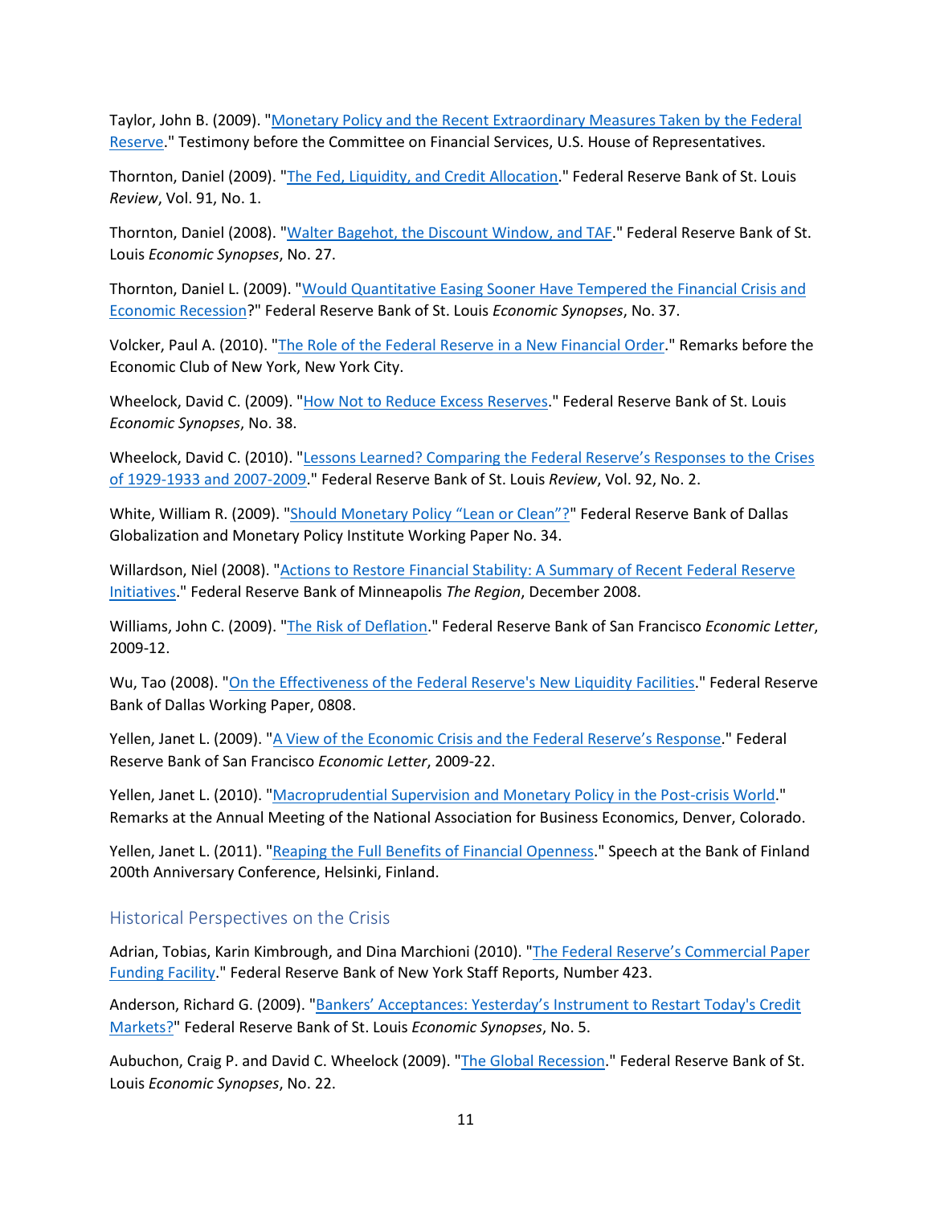Taylor, John B. (2009). "Monetary Policy and the Recent Extraordinary Measures Taken by the Federal Reserve." Testimony before the Committee on Financial Services, U.S. House of Representatives.

Thornton, Daniel (2009). "The Fed, Liquidity, and Credit Allocation." Federal Reserve Bank of St. Louis *Review*, Vol. 91, No. 1.

Thornton, Daniel (2008). "Walter Bagehot, the Discount Window, and TAF." Federal Reserve Bank of St. Louis *Economic Synopses*, No. 27.

Thornton, Daniel L. (2009). "Would Quantitative Easing Sooner Have Tempered the Financial Crisis and Economic Recession?" Federal Reserve Bank of St. Louis *Economic Synopses*, No. 37.

Volcker, Paul A. (2010). "The Role of the Federal Reserve in a New Financial Order." Remarks before the Economic Club of New York, New York City.

Wheelock, David C. (2009). "How Not to Reduce Excess Reserves." Federal Reserve Bank of St. Louis *Economic Synopses*, No. 38.

Wheelock, David C. (2010). "Lessons Learned? Comparing the Federal Reserve's Responses to the Crises of 1929-1933 and 2007-2009." Federal Reserve Bank of St. Louis *Review*, Vol. 92, No. 2.

White, William R. (2009). "Should Monetary Policy "Lean or Clean"?" Federal Reserve Bank of Dallas Globalization and Monetary Policy Institute Working Paper No. 34.

Willardson, Niel (2008). "Actions to Restore Financial Stability: A Summary of Recent Federal Reserve Initiatives." Federal Reserve Bank of Minneapolis *The Region*, December 2008.

Williams, John C. (2009). "The Risk of Deflation." Federal Reserve Bank of San Francisco *Economic Letter*, 2009-12.

Wu, Tao (2008). "On the Effectiveness of the Federal Reserve's New Liquidity Facilities." Federal Reserve Bank of Dallas Working Paper, 0808.

Yellen, Janet L. (2009). "A View of the Economic Crisis and the Federal Reserve's Response." Federal Reserve Bank of San Francisco *Economic Letter*, 2009-22.

Yellen, Janet L. (2010). "Macroprudential Supervision and Monetary Policy in the Post-crisis World." Remarks at the Annual Meeting of the National Association for Business Economics, Denver, Colorado.

Yellen, Janet L. (2011). "Reaping the Full Benefits of Financial Openness." Speech at the Bank of Finland 200th Anniversary Conference, Helsinki, Finland.

## Historical Perspectives on the Crisis

Adrian, Tobias, Karin Kimbrough, and Dina Marchioni (2010). "The Federal Reserve's Commercial Paper Funding Facility." Federal Reserve Bank of New York Staff Reports, Number 423.

Anderson, Richard G. (2009). "Bankers' Acceptances: Yesterday's Instrument to Restart Today's Credit Markets?" Federal Reserve Bank of St. Louis *Economic Synopses*, No. 5.

Aubuchon, Craig P. and David C. Wheelock (2009). "The Global Recession." Federal Reserve Bank of St. Louis *Economic Synopses*, No. 22.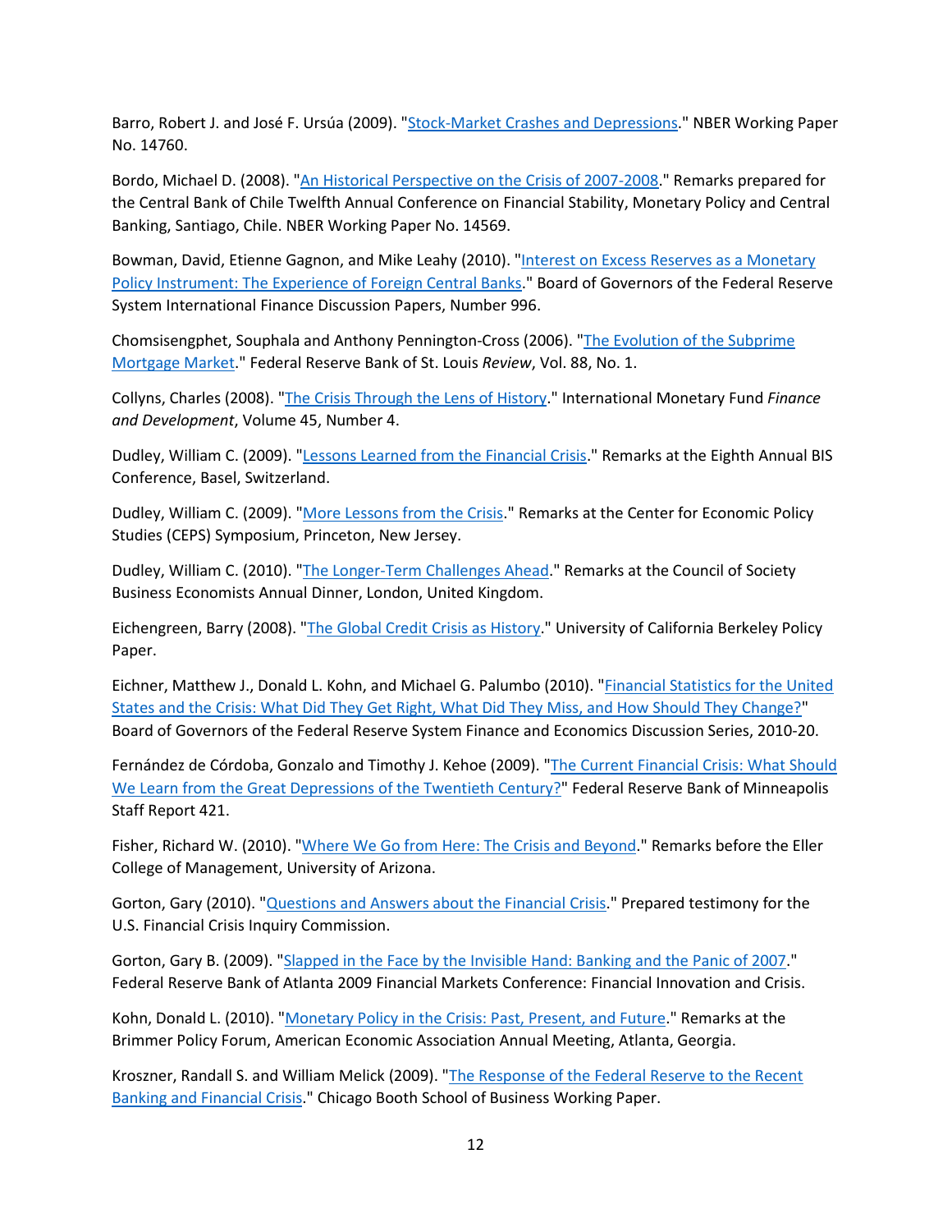Barro, Robert J. and José F. Ursúa (2009). "Stock-Market Crashes and Depressions." NBER Working Paper No. 14760.

Bordo, Michael D. (2008). "An Historical Perspective on the Crisis of 2007-2008." Remarks prepared for the Central Bank of Chile Twelfth Annual Conference on Financial Stability, Monetary Policy and Central Banking, Santiago, Chile. NBER Working Paper No. 14569.

Bowman, David, Etienne Gagnon, and Mike Leahy (2010). "Interest on Excess Reserves as a Monetary Policy Instrument: The Experience of Foreign Central Banks." Board of Governors of the Federal Reserve System International Finance Discussion Papers, Number 996.

Chomsisengphet, Souphala and Anthony Pennington-Cross (2006). "The Evolution of the Subprime Mortgage Market." Federal Reserve Bank of St. Louis *Review*, Vol. 88, No. 1.

Collyns, Charles (2008). "The Crisis Through the Lens of History." International Monetary Fund *Finance and Development*, Volume 45, Number 4.

Dudley, William C. (2009). "Lessons Learned from the Financial Crisis." Remarks at the Eighth Annual BIS Conference, Basel, Switzerland.

Dudley, William C. (2009). "More Lessons from the Crisis." Remarks at the Center for Economic Policy Studies (CEPS) Symposium, Princeton, New Jersey.

Dudley, William C. (2010). "The Longer-Term Challenges Ahead." Remarks at the Council of Society Business Economists Annual Dinner, London, United Kingdom.

Eichengreen, Barry (2008). "The Global Credit Crisis as History." University of California Berkeley Policy Paper.

Eichner, Matthew J., Donald L. Kohn, and Michael G. Palumbo (2010). "Financial Statistics for the United States and the Crisis: What Did They Get Right, What Did They Miss, and How Should They Change?" Board of Governors of the Federal Reserve System Finance and Economics Discussion Series, 2010-20.

Fernández de Córdoba, Gonzalo and Timothy J. Kehoe (2009). "The Current Financial Crisis: What Should We Learn from the Great Depressions of the Twentieth Century?" Federal Reserve Bank of Minneapolis Staff Report 421.

Fisher, Richard W. (2010). "Where We Go from Here: The Crisis and Beyond." Remarks before the Eller College of Management, University of Arizona.

Gorton, Gary (2010). "Questions and Answers about the Financial Crisis." Prepared testimony for the U.S. Financial Crisis Inquiry Commission.

Gorton, Gary B. (2009). "Slapped in the Face by the Invisible Hand: Banking and the Panic of 2007." Federal Reserve Bank of Atlanta 2009 Financial Markets Conference: Financial Innovation and Crisis.

Kohn, Donald L. (2010). "Monetary Policy in the Crisis: Past, Present, and Future." Remarks at the Brimmer Policy Forum, American Economic Association Annual Meeting, Atlanta, Georgia.

Kroszner, Randall S. and William Melick (2009). "The Response of the Federal Reserve to the Recent Banking and Financial Crisis." Chicago Booth School of Business Working Paper.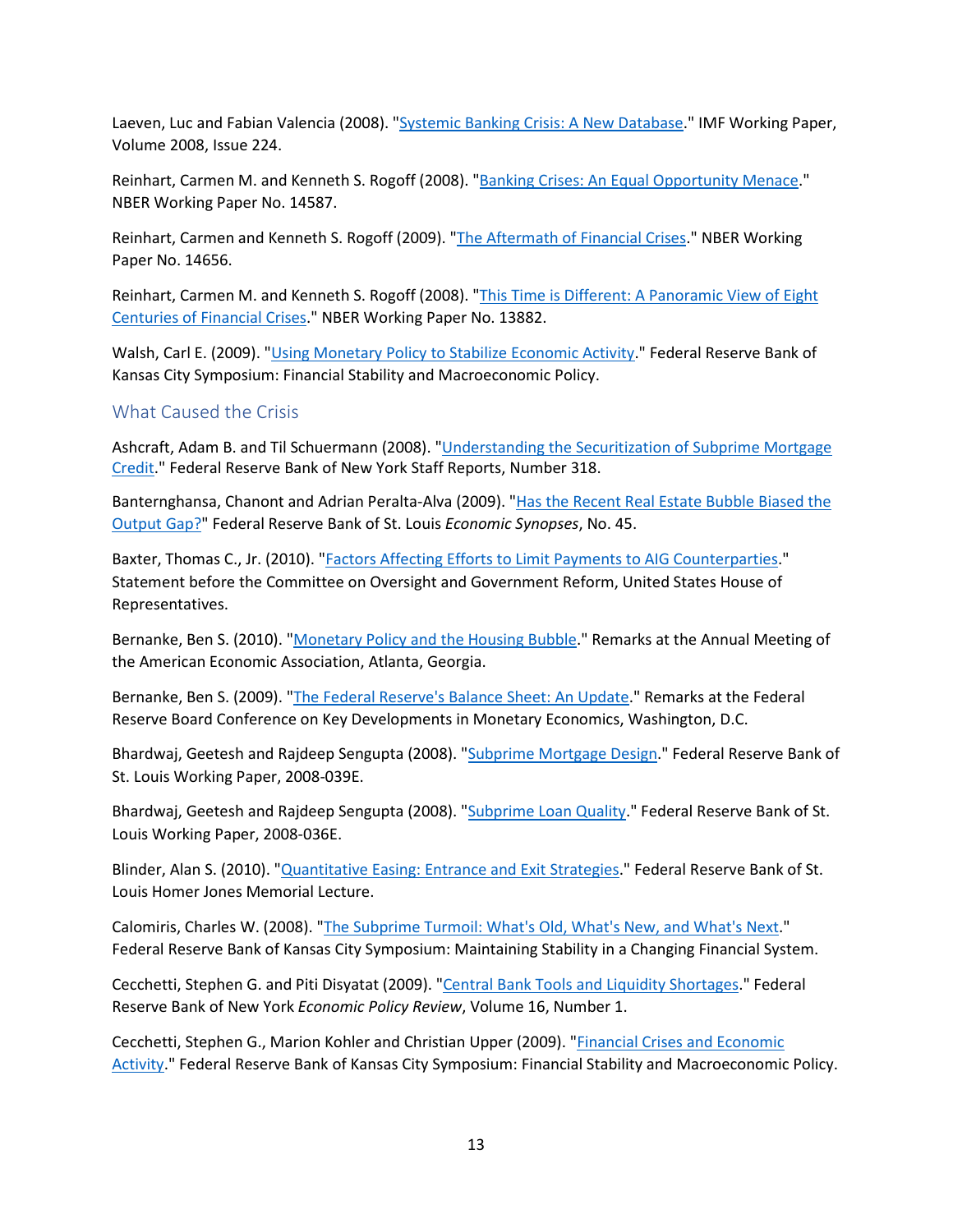Laeven, Luc and Fabian Valencia (2008). "Systemic Banking Crisis: A New Database." IMF Working Paper, Volume 2008, Issue 224.

Reinhart, Carmen M. and Kenneth S. Rogoff (2008). "Banking Crises: An Equal Opportunity Menace." NBER Working Paper No. 14587.

Reinhart, Carmen and Kenneth S. Rogoff (2009). "The Aftermath of Financial Crises." NBER Working Paper No. 14656.

Reinhart, Carmen M. and Kenneth S. Rogoff (2008). "This Time is Different: A Panoramic View of Eight Centuries of Financial Crises." NBER Working Paper No. 13882.

Walsh, Carl E. (2009). "Using Monetary Policy to Stabilize Economic Activity." Federal Reserve Bank of Kansas City Symposium: Financial Stability and Macroeconomic Policy.

## What Caused the Crisis

Ashcraft, Adam B. and Til Schuermann (2008). "Understanding the Securitization of Subprime Mortgage Credit." Federal Reserve Bank of New York Staff Reports, Number 318.

Banternghansa, Chanont and Adrian Peralta-Alva (2009). "Has the Recent Real Estate Bubble Biased the Output Gap?" Federal Reserve Bank of St. Louis *Economic Synopses*, No. 45.

Baxter, Thomas C., Jr. (2010). "Factors Affecting Efforts to Limit Payments to AIG Counterparties." Statement before the Committee on Oversight and Government Reform, United States House of Representatives.

Bernanke, Ben S. (2010). "Monetary Policy and the Housing Bubble." Remarks at the Annual Meeting of the American Economic Association, Atlanta, Georgia.

Bernanke, Ben S. (2009). "The Federal Reserve's Balance Sheet: An Update." Remarks at the Federal Reserve Board Conference on Key Developments in Monetary Economics, Washington, D.C.

Bhardwaj, Geetesh and Rajdeep Sengupta (2008). "Subprime Mortgage Design." Federal Reserve Bank of St. Louis Working Paper, 2008-039E.

Bhardwaj, Geetesh and Rajdeep Sengupta (2008). "Subprime Loan Quality." Federal Reserve Bank of St. Louis Working Paper, 2008-036E.

Blinder, Alan S. (2010). "Quantitative Easing: Entrance and Exit Strategies." Federal Reserve Bank of St. Louis Homer Jones Memorial Lecture.

Calomiris, Charles W. (2008). "The Subprime Turmoil: What's Old, What's New, and What's Next." Federal Reserve Bank of Kansas City Symposium: Maintaining Stability in a Changing Financial System.

Cecchetti, Stephen G. and Piti Disyatat (2009). "Central Bank Tools and Liquidity Shortages." Federal Reserve Bank of New York *Economic Policy Review*, Volume 16, Number 1.

Cecchetti, Stephen G., Marion Kohler and Christian Upper (2009). "Financial Crises and Economic Activity." Federal Reserve Bank of Kansas City Symposium: Financial Stability and Macroeconomic Policy.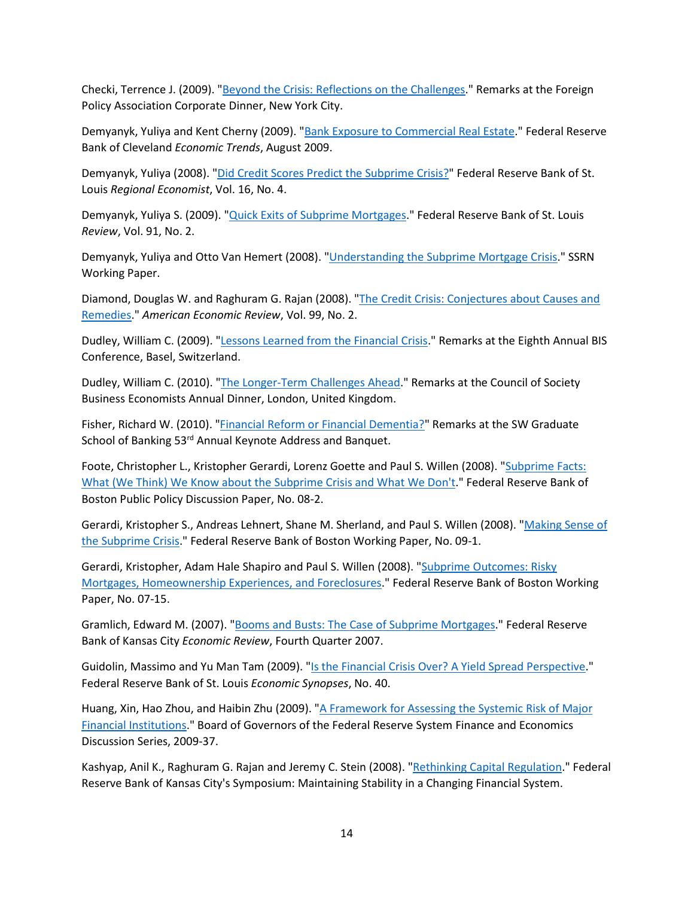Checki, Terrence J. (2009). "Beyond the Crisis: Reflections on the Challenges." Remarks at the Foreign Policy Association Corporate Dinner, New York City.

Demyanyk, Yuliya and Kent Cherny (2009). "Bank Exposure to Commercial Real Estate." Federal Reserve Bank of Cleveland *Economic Trends*, August 2009.

Demyanyk, Yuliya (2008). "Did Credit Scores Predict the Subprime Crisis?" Federal Reserve Bank of St. Louis *Regional Economist*, Vol. 16, No. 4.

Demyanyk, Yuliya S. (2009). "Quick Exits of Subprime Mortgages." Federal Reserve Bank of St. Louis *Review*, Vol. 91, No. 2.

Demyanyk, Yuliya and Otto Van Hemert (2008). "Understanding the Subprime Mortgage Crisis." SSRN Working Paper.

Diamond, Douglas W. and Raghuram G. Rajan (2008). "The Credit Crisis: Conjectures about Causes and Remedies." *American Economic Review*, Vol. 99, No. 2.

Dudley, William C. (2009). "Lessons Learned from the Financial Crisis." Remarks at the Eighth Annual BIS Conference, Basel, Switzerland.

Dudley, William C. (2010). "The Longer-Term Challenges Ahead." Remarks at the Council of Society Business Economists Annual Dinner, London, United Kingdom.

Fisher, Richard W. (2010). "Financial Reform or Financial Dementia?" Remarks at the SW Graduate School of Banking 53rd Annual Keynote Address and Banquet.

Foote, Christopher L., Kristopher Gerardi, Lorenz Goette and Paul S. Willen (2008). "Subprime Facts: What (We Think) We Know about the Subprime Crisis and What We Don't." Federal Reserve Bank of Boston Public Policy Discussion Paper, No. 08-2.

Gerardi, Kristopher S., Andreas Lehnert, Shane M. Sherland, and Paul S. Willen (2008). "Making Sense of the Subprime Crisis." Federal Reserve Bank of Boston Working Paper, No. 09-1.

Gerardi, Kristopher, Adam Hale Shapiro and Paul S. Willen (2008). "Subprime Outcomes: Risky Mortgages, Homeownership Experiences, and Foreclosures." Federal Reserve Bank of Boston Working Paper, No. 07-15.

Gramlich, Edward M. (2007). "Booms and Busts: The Case of Subprime Mortgages." Federal Reserve Bank of Kansas City *Economic Review*, Fourth Quarter 2007.

Guidolin, Massimo and Yu Man Tam (2009). "Is the Financial Crisis Over? A Yield Spread Perspective." Federal Reserve Bank of St. Louis *Economic Synopses*, No. 40.

Huang, Xin, Hao Zhou, and Haibin Zhu (2009). "A Framework for Assessing the Systemic Risk of Major Financial Institutions." Board of Governors of the Federal Reserve System Finance and Economics Discussion Series, 2009-37.

Kashyap, Anil K., Raghuram G. Rajan and Jeremy C. Stein (2008). "Rethinking Capital Regulation." Federal Reserve Bank of Kansas City's Symposium: Maintaining Stability in a Changing Financial System.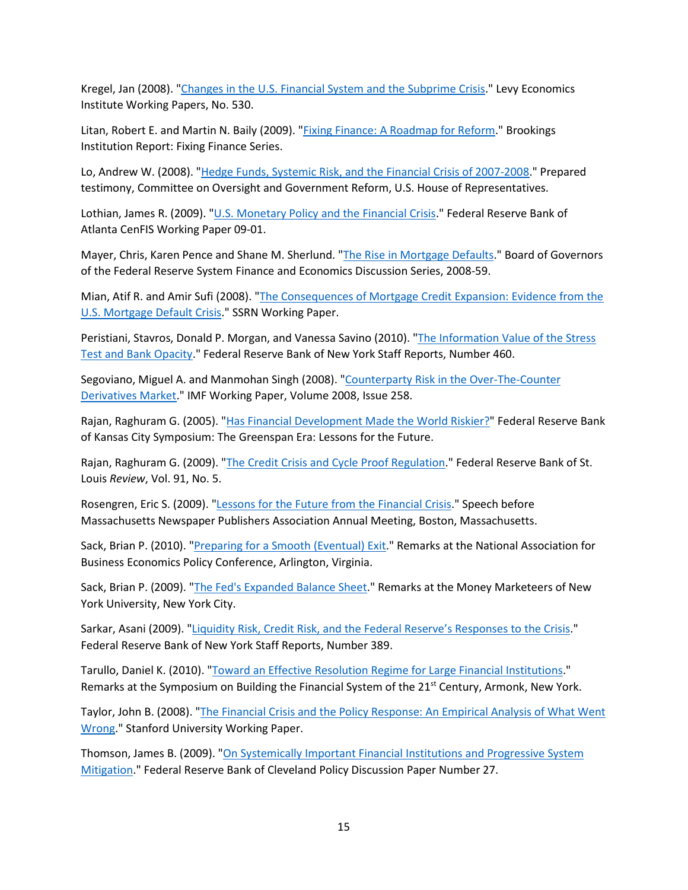Kregel, Jan (2008). "Changes in the U.S. Financial System and the Subprime Crisis." Levy Economics Institute Working Papers, No. 530.

Litan, Robert E. and Martin N. Baily (2009). "Fixing Finance: A Roadmap for Reform." Brookings Institution Report: Fixing Finance Series.

Lo, Andrew W. (2008). "Hedge Funds, Systemic Risk, and the Financial Crisis of 2007-2008." Prepared testimony, Committee on Oversight and Government Reform, U.S. House of Representatives.

Lothian, James R. (2009). "U.S. Monetary Policy and the Financial Crisis." Federal Reserve Bank of Atlanta CenFIS Working Paper 09-01.

Mayer, Chris, Karen Pence and Shane M. Sherlund. "The Rise in Mortgage Defaults." Board of Governors of the Federal Reserve System Finance and Economics Discussion Series, 2008-59.

Mian, Atif R. and Amir Sufi (2008). "The Consequences of Mortgage Credit Expansion: Evidence from the U.S. Mortgage Default Crisis." SSRN Working Paper.

Peristiani, Stavros, Donald P. Morgan, and Vanessa Savino (2010). "The Information Value of the Stress Test and Bank Opacity." Federal Reserve Bank of New York Staff Reports, Number 460.

Segoviano, Miguel A. and Manmohan Singh (2008). "Counterparty Risk in the Over-The-Counter Derivatives Market." IMF Working Paper, Volume 2008, Issue 258.

Rajan, Raghuram G. (2005). "Has Financial Development Made the World Riskier?" Federal Reserve Bank of Kansas City Symposium: The Greenspan Era: Lessons for the Future.

Rajan, Raghuram G. (2009). "The Credit Crisis and Cycle Proof Regulation." Federal Reserve Bank of St. Louis *Review*, Vol. 91, No. 5.

Rosengren, Eric S. (2009). "Lessons for the Future from the Financial Crisis." Speech before Massachusetts Newspaper Publishers Association Annual Meeting, Boston, Massachusetts.

Sack, Brian P. (2010). "Preparing for a Smooth (Eventual) Exit." Remarks at the National Association for Business Economics Policy Conference, Arlington, Virginia.

Sack, Brian P. (2009). "The Fed's Expanded Balance Sheet." Remarks at the Money Marketeers of New York University, New York City.

Sarkar, Asani (2009). "Liquidity Risk, Credit Risk, and the Federal Reserve's Responses to the Crisis." Federal Reserve Bank of New York Staff Reports, Number 389.

Tarullo, Daniel K. (2010). "Toward an Effective Resolution Regime for Large Financial Institutions." Remarks at the Symposium on Building the Financial System of the 21st Century, Armonk, New York.

Taylor, John B. (2008). "The Financial Crisis and the Policy Response: An Empirical Analysis of What Went Wrong." Stanford University Working Paper.

Thomson, James B. (2009). "On Systemically Important Financial Institutions and Progressive System Mitigation." Federal Reserve Bank of Cleveland Policy Discussion Paper Number 27.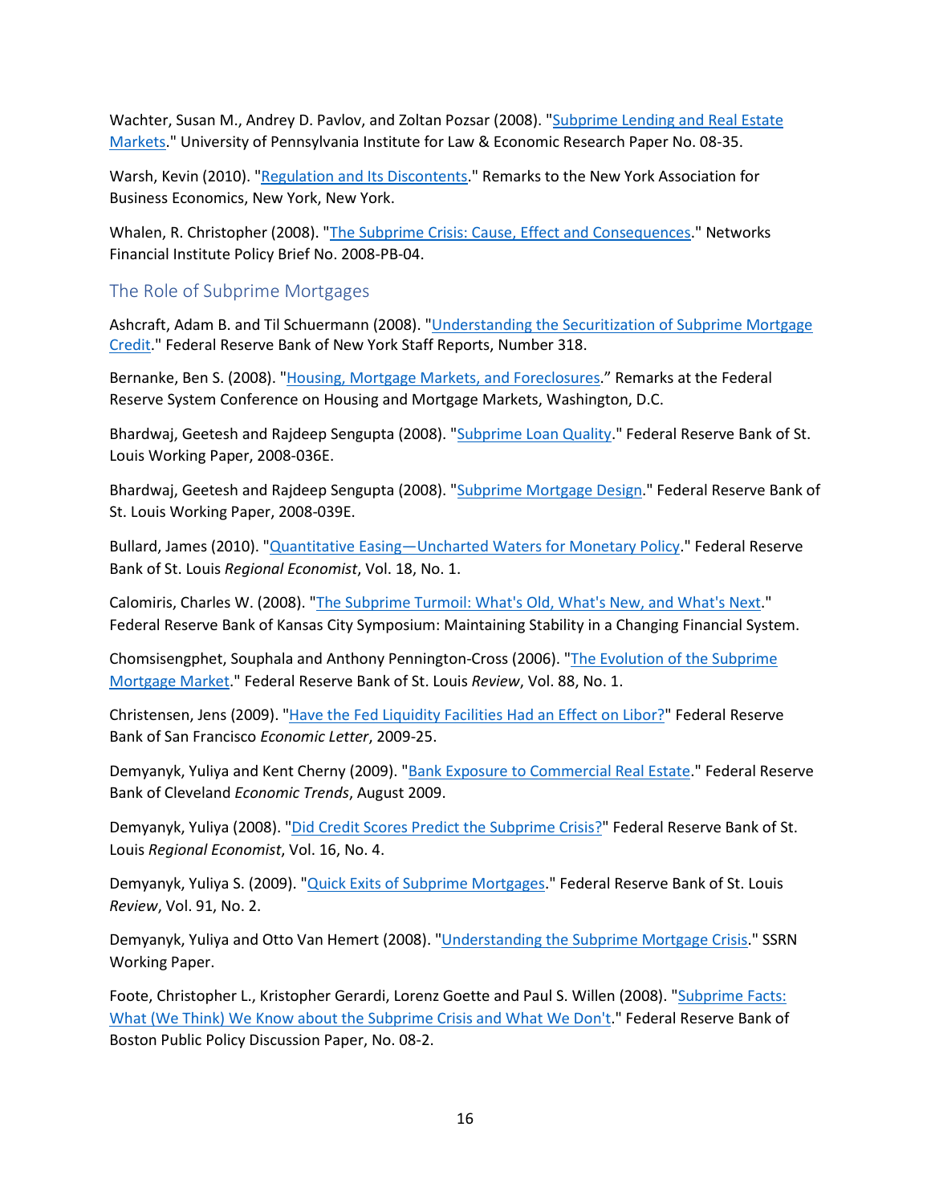Wachter, Susan M., Andrey D. Pavlov, and Zoltan Pozsar (2008). "Subprime Lending and Real Estate Markets." University of Pennsylvania Institute for Law & Economic Research Paper No. 08-35.

Warsh, Kevin (2010). "Regulation and Its Discontents." Remarks to the New York Association for Business Economics, New York, New York.

Whalen, R. Christopher (2008). "The Subprime Crisis: Cause, Effect and Consequences." Networks Financial Institute Policy Brief No. 2008-PB-04.

## The Role of Subprime Mortgages

Ashcraft, Adam B. and Til Schuermann (2008). "Understanding the Securitization of Subprime Mortgage Credit." Federal Reserve Bank of New York Staff Reports, Number 318.

Bernanke, Ben S. (2008). "Housing, Mortgage Markets, and Foreclosures." Remarks at the Federal Reserve System Conference on Housing and Mortgage Markets, Washington, D.C.

Bhardwaj, Geetesh and Rajdeep Sengupta (2008). "Subprime Loan Quality." Federal Reserve Bank of St. Louis Working Paper, 2008-036E.

Bhardwaj, Geetesh and Rajdeep Sengupta (2008). "Subprime Mortgage Design." Federal Reserve Bank of St. Louis Working Paper, 2008-039E.

Bullard, James (2010). "Quantitative Easing—Uncharted Waters for Monetary Policy." Federal Reserve Bank of St. Louis *Regional Economist*, Vol. 18, No. 1.

Calomiris, Charles W. (2008). "The Subprime Turmoil: What's Old, What's New, and What's Next." Federal Reserve Bank of Kansas City Symposium: Maintaining Stability in a Changing Financial System.

Chomsisengphet, Souphala and Anthony Pennington-Cross (2006). "The Evolution of the Subprime Mortgage Market." Federal Reserve Bank of St. Louis *Review*, Vol. 88, No. 1.

Christensen, Jens (2009). "Have the Fed Liquidity Facilities Had an Effect on Libor?" Federal Reserve Bank of San Francisco *Economic Letter*, 2009-25.

Demyanyk, Yuliya and Kent Cherny (2009). "Bank Exposure to Commercial Real Estate." Federal Reserve Bank of Cleveland *Economic Trends*, August 2009.

Demyanyk, Yuliya (2008). "Did Credit Scores Predict the Subprime Crisis?" Federal Reserve Bank of St. Louis *Regional Economist*, Vol. 16, No. 4.

Demyanyk, Yuliya S. (2009). "Quick Exits of Subprime Mortgages." Federal Reserve Bank of St. Louis *Review*, Vol. 91, No. 2.

Demyanyk, Yuliya and Otto Van Hemert (2008). "Understanding the Subprime Mortgage Crisis." SSRN Working Paper.

Foote, Christopher L., Kristopher Gerardi, Lorenz Goette and Paul S. Willen (2008). "Subprime Facts: What (We Think) We Know about the Subprime Crisis and What We Don't." Federal Reserve Bank of Boston Public Policy Discussion Paper, No. 08-2.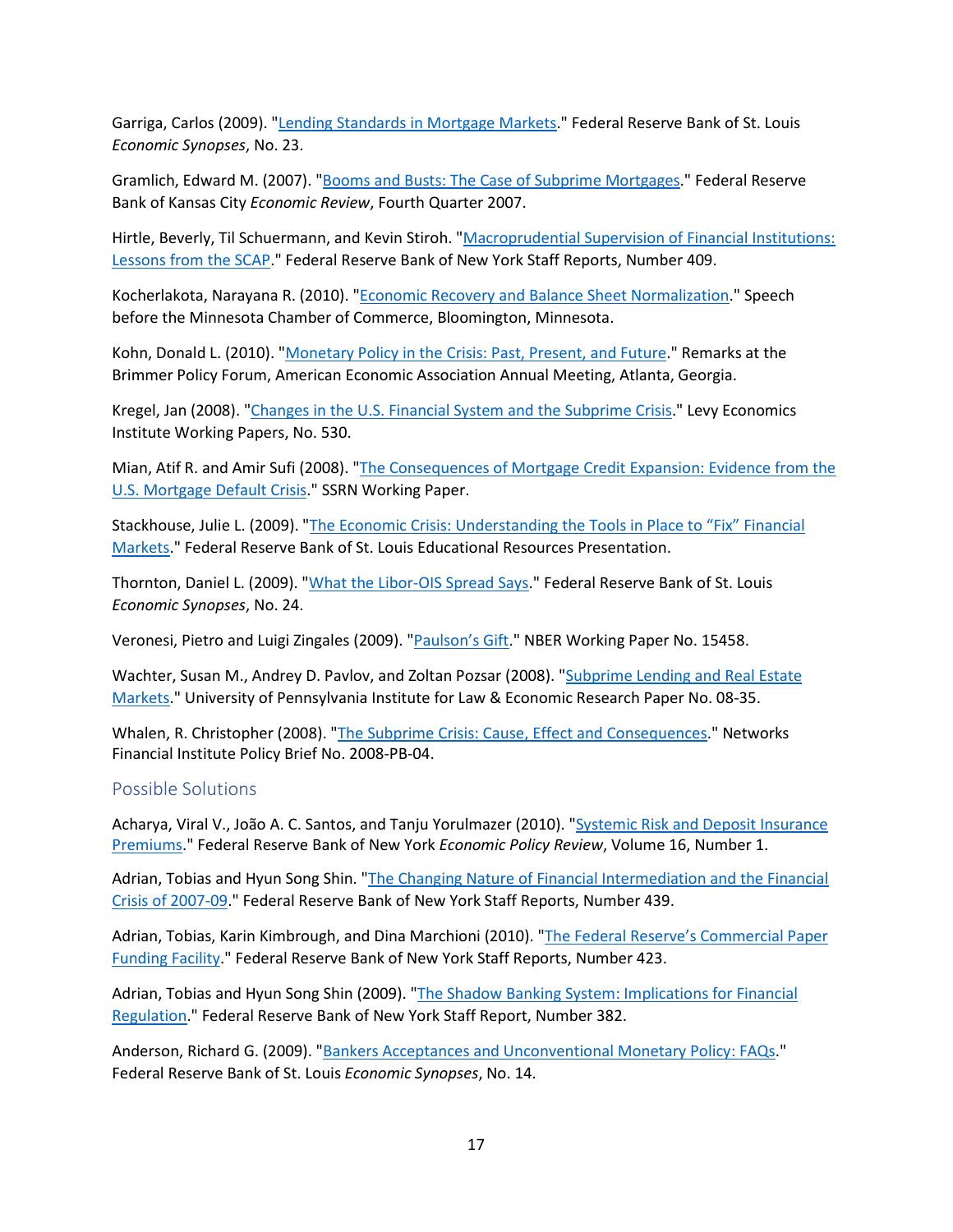Garriga, Carlos (2009). "Lending Standards in Mortgage Markets." Federal Reserve Bank of St. Louis *Economic Synopses*, No. 23.

Gramlich, Edward M. (2007). "Booms and Busts: The Case of Subprime Mortgages." Federal Reserve Bank of Kansas City *Economic Review*, Fourth Quarter 2007.

Hirtle, Beverly, Til Schuermann, and Kevin Stiroh. "Macroprudential Supervision of Financial Institutions: Lessons from the SCAP." Federal Reserve Bank of New York Staff Reports, Number 409.

Kocherlakota, Narayana R. (2010). "Economic Recovery and Balance Sheet Normalization." Speech before the Minnesota Chamber of Commerce, Bloomington, Minnesota.

Kohn, Donald L. (2010). "Monetary Policy in the Crisis: Past, Present, and Future." Remarks at the Brimmer Policy Forum, American Economic Association Annual Meeting, Atlanta, Georgia.

Kregel, Jan (2008). "Changes in the U.S. Financial System and the Subprime Crisis." Levy Economics Institute Working Papers, No. 530.

Mian, Atif R. and Amir Sufi (2008). "The Consequences of Mortgage Credit Expansion: Evidence from the U.S. Mortgage Default Crisis." SSRN Working Paper.

Stackhouse, Julie L. (2009). "The Economic Crisis: Understanding the Tools in Place to "Fix" Financial Markets." Federal Reserve Bank of St. Louis Educational Resources Presentation.

Thornton, Daniel L. (2009). "What the Libor-OIS Spread Says." Federal Reserve Bank of St. Louis *Economic Synopses*, No. 24.

Veronesi, Pietro and Luigi Zingales (2009). "Paulson's Gift." NBER Working Paper No. 15458.

Wachter, Susan M., Andrey D. Pavlov, and Zoltan Pozsar (2008). "Subprime Lending and Real Estate Markets." University of Pennsylvania Institute for Law & Economic Research Paper No. 08-35.

Whalen, R. Christopher (2008). "The Subprime Crisis: Cause, Effect and Consequences." Networks Financial Institute Policy Brief No. 2008-PB-04.

## Possible Solutions

Acharya, Viral V., João A. C. Santos, and Tanju Yorulmazer (2010). "Systemic Risk and Deposit Insurance Premiums." Federal Reserve Bank of New York *Economic Policy Review*, Volume 16, Number 1.

Adrian, Tobias and Hyun Song Shin. "The Changing Nature of Financial Intermediation and the Financial Crisis of 2007-09." Federal Reserve Bank of New York Staff Reports, Number 439.

Adrian, Tobias, Karin Kimbrough, and Dina Marchioni (2010). "The Federal Reserve's Commercial Paper Funding Facility." Federal Reserve Bank of New York Staff Reports, Number 423.

Adrian, Tobias and Hyun Song Shin (2009). "The Shadow Banking System: Implications for Financial Regulation." Federal Reserve Bank of New York Staff Report, Number 382.

Anderson, Richard G. (2009). "Bankers Acceptances and Unconventional Monetary Policy: FAQs." Federal Reserve Bank of St. Louis *Economic Synopses*, No. 14.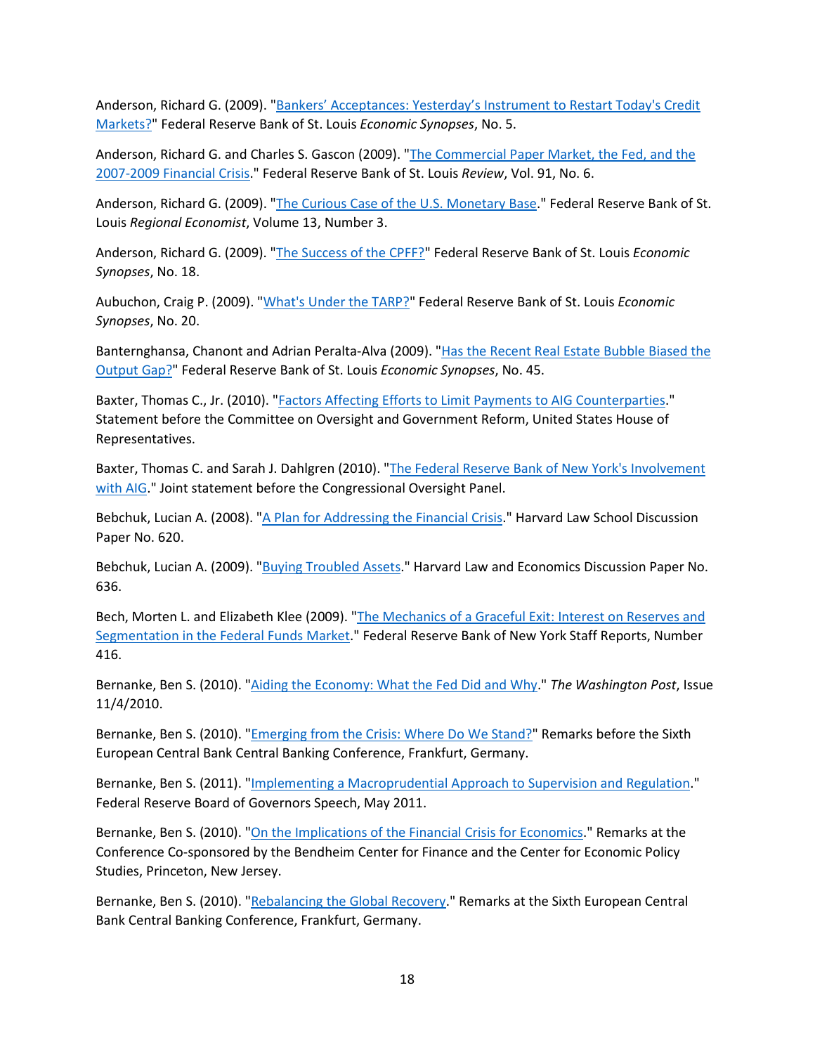Anderson, Richard G. (2009). "[Bankers' Acceptances: Yesterday's Instrument to Restart Today's Credit Markets?]()" Federal Reserve Bank of St. Louis *Economic Synopses*, No. 5.

Anderson, Richard G. and Charles S. Gascon (2009). "[The Commercial Paper Market, the Fed, and the 2007-2009 Financial Crisis]()." Federal Reserve Bank of St. Louis *Review*, Vol. 91, No. 6.

Anderson, Richard G. (2009). "[The Curious Case of the U.S. Monetary Base]()." Federal Reserve Bank of St. Louis *Regional Economist*, Volume 13, Number 3.

Anderson, Richard G. (2009). "[The Success of the CPFF?]()" Federal Reserve Bank of St. Louis *Economic Synopses*, No. 18.

Aubuchon, Craig P. (2009). "[What's Under the TARP?]()" Federal Reserve Bank of St. Louis *Economic Synopses*, No. 20.

Banternghansa, Chanont and Adrian Peralta-Alva (2009). "[Has the Recent Real Estate Bubble Biased the Output Gap?]()" Federal Reserve Bank of St. Louis *Economic Synopses*, No. 45.

Baxter, Thomas C., Jr. (2010). "[Factors Affecting Efforts to Limit Payments to AIG Counterparties]()." Statement before the Committee on Oversight and Government Reform, United States House of Representatives.

Baxter, Thomas C. and Sarah J. Dahlgren (2010). "[The Federal Reserve Bank of New York's Involvement with AIG]()." Joint statement before the Congressional Oversight Panel.

Bebchuk, Lucian A. (2008). "[A Plan for Addressing the Financial Crisis]()." Harvard Law School Discussion Paper No. 620.

Bebchuk, Lucian A. (2009). "[Buying Troubled Assets]()." Harvard Law and Economics Discussion Paper No. 636.

Bech, Morten L. and Elizabeth Klee (2009). "[The Mechanics of a Graceful Exit: Interest on Reserves and Segmentation in the Federal Funds Market]()." Federal Reserve Bank of New York Staff Reports, Number 416.

Bernanke, Ben S. (2010). "[Aiding the Economy: What the Fed Did and Why]()." *The Washington Post*, Issue 11/4/2010.

Bernanke, Ben S. (2010). "[Emerging from the Crisis: Where Do We Stand?]()" Remarks before the Sixth European Central Bank Central Banking Conference, Frankfurt, Germany.

Bernanke, Ben S. (2011). "[Implementing a Macroprudential Approach to Supervision and Regulation]()." Federal Reserve Board of Governors Speech, May 2011.

Bernanke, Ben S. (2010). "[On the Implications of the Financial Crisis for Economics]()." Remarks at the Conference Co-sponsored by the Bendheim Center for Finance and the Center for Economic Policy Studies, Princeton, New Jersey.

Bernanke, Ben S. (2010). "[Rebalancing the Global Recovery]()." Remarks at the Sixth European Central Bank Central Banking Conference, Frankfurt, Germany.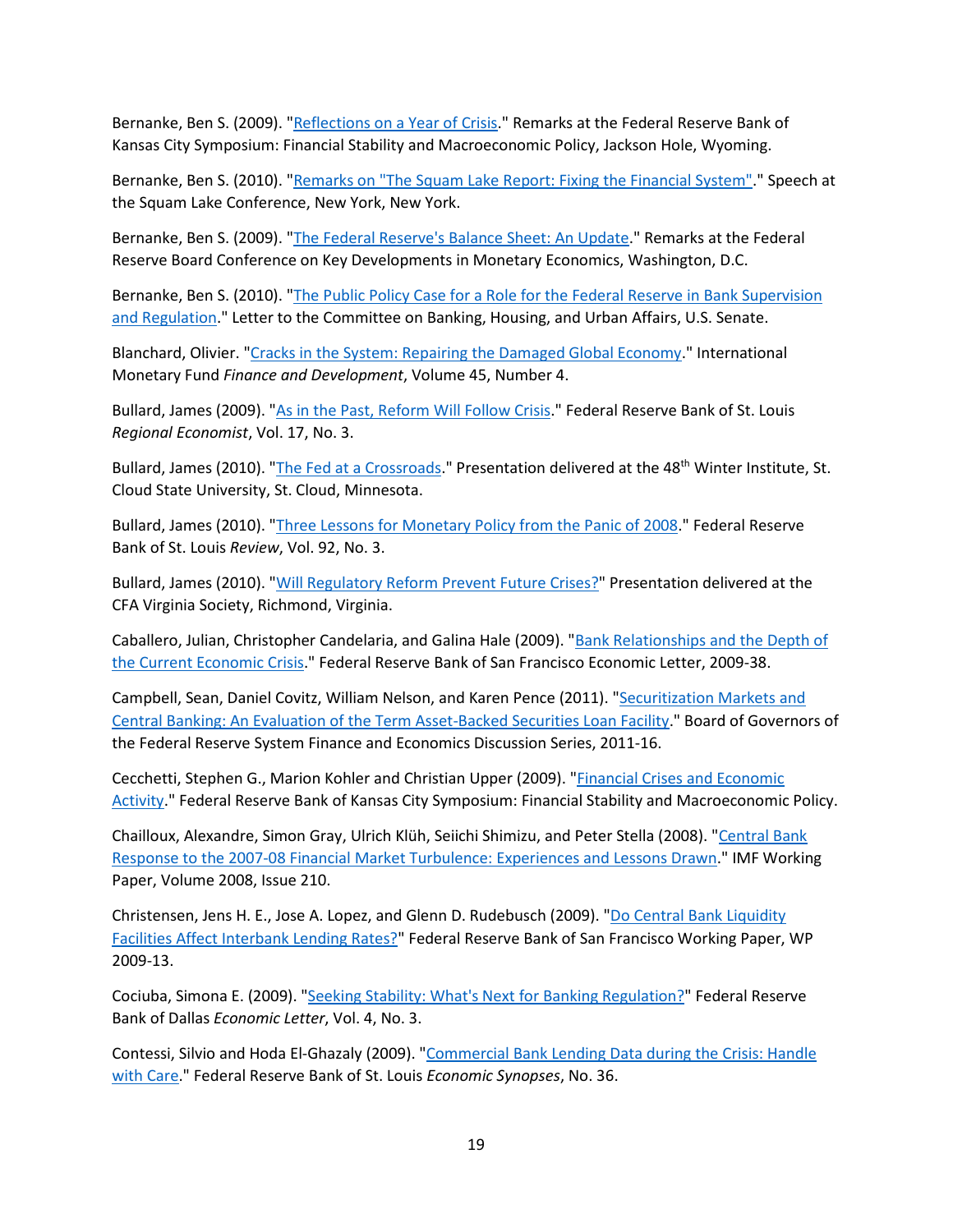Bernanke, Ben S. (2009). "Reflections on a Year of Crisis." Remarks at the Federal Reserve Bank of Kansas City Symposium: Financial Stability and Macroeconomic Policy, Jackson Hole, Wyoming.

Bernanke, Ben S. (2010). "Remarks on "The Squam Lake Report: Fixing the Financial System"." Speech at the Squam Lake Conference, New York, New York.

Bernanke, Ben S. (2009). "The Federal Reserve's Balance Sheet: An Update." Remarks at the Federal Reserve Board Conference on Key Developments in Monetary Economics, Washington, D.C.

Bernanke, Ben S. (2010). "The Public Policy Case for a Role for the Federal Reserve in Bank Supervision and Regulation." Letter to the Committee on Banking, Housing, and Urban Affairs, U.S. Senate.

Blanchard, Olivier. "Cracks in the System: Repairing the Damaged Global Economy." International Monetary Fund *Finance and Development*, Volume 45, Number 4.

Bullard, James (2009). "As in the Past, Reform Will Follow Crisis." Federal Reserve Bank of St. Louis *Regional Economist*, Vol. 17, No. 3.

Bullard, James (2010). "The Fed at a Crossroads." Presentation delivered at the 48th Winter Institute, St. Cloud State University, St. Cloud, Minnesota.

Bullard, James (2010). "Three Lessons for Monetary Policy from the Panic of 2008." Federal Reserve Bank of St. Louis *Review*, Vol. 92, No. 3.

Bullard, James (2010). "Will Regulatory Reform Prevent Future Crises?" Presentation delivered at the CFA Virginia Society, Richmond, Virginia.

Caballero, Julian, Christopher Candelaria, and Galina Hale (2009). "Bank Relationships and the Depth of the Current Economic Crisis." Federal Reserve Bank of San Francisco Economic Letter, 2009-38.

Campbell, Sean, Daniel Covitz, William Nelson, and Karen Pence (2011). "Securitization Markets and Central Banking: An Evaluation of the Term Asset-Backed Securities Loan Facility." Board of Governors of the Federal Reserve System Finance and Economics Discussion Series, 2011-16.

Cecchetti, Stephen G., Marion Kohler and Christian Upper (2009). "Financial Crises and Economic Activity." Federal Reserve Bank of Kansas City Symposium: Financial Stability and Macroeconomic Policy.

Chailloux, Alexandre, Simon Gray, Ulrich Klüh, Seiichi Shimizu, and Peter Stella (2008). "Central Bank Response to the 2007-08 Financial Market Turbulence: Experiences and Lessons Drawn." IMF Working Paper, Volume 2008, Issue 210.

Christensen, Jens H. E., Jose A. Lopez, and Glenn D. Rudebusch (2009). "Do Central Bank Liquidity Facilities Affect Interbank Lending Rates?" Federal Reserve Bank of San Francisco Working Paper, WP 2009-13.

Cociuba, Simona E. (2009). "Seeking Stability: What's Next for Banking Regulation?" Federal Reserve Bank of Dallas *Economic Letter*, Vol. 4, No. 3.

Contessi, Silvio and Hoda El-Ghazaly (2009). "Commercial Bank Lending Data during the Crisis: Handle with Care." Federal Reserve Bank of St. Louis *Economic Synopses*, No. 36.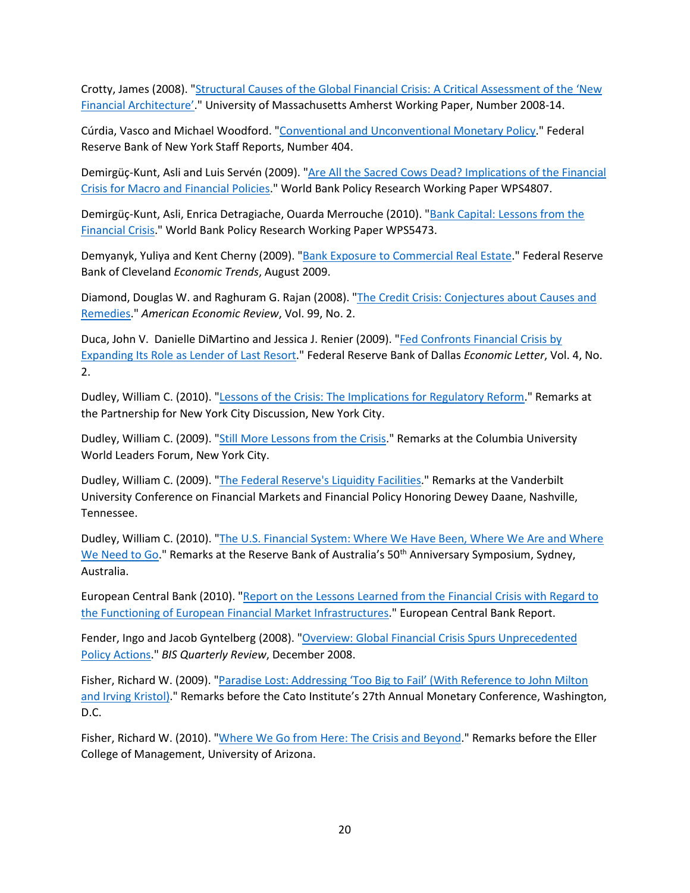Crotty, James (2008). "Structural Causes of the Global Financial Crisis: A Critical Assessment of the 'New Financial Architecture'." University of Massachusetts Amherst Working Paper, Number 2008-14.

Cúrdia, Vasco and Michael Woodford. "Conventional and Unconventional Monetary Policy." Federal Reserve Bank of New York Staff Reports, Number 404.

Demirgüç-Kunt, Asli and Luis Servén (2009). "Are All the Sacred Cows Dead? Implications of the Financial Crisis for Macro and Financial Policies." World Bank Policy Research Working Paper WPS4807.

Demirgüç-Kunt, Asli, Enrica Detragiache, Ouarda Merrouche (2010). "Bank Capital: Lessons from the Financial Crisis." World Bank Policy Research Working Paper WPS5473.

Demyanyk, Yuliya and Kent Cherny (2009). "Bank Exposure to Commercial Real Estate." Federal Reserve Bank of Cleveland *Economic Trends*, August 2009.

Diamond, Douglas W. and Raghuram G. Rajan (2008). "The Credit Crisis: Conjectures about Causes and Remedies." *American Economic Review*, Vol. 99, No. 2.

Duca, John V. Danielle DiMartino and Jessica J. Renier (2009). "Fed Confronts Financial Crisis by Expanding Its Role as Lender of Last Resort." Federal Reserve Bank of Dallas *Economic Letter*, Vol. 4, No. 2.

Dudley, William C. (2010). "Lessons of the Crisis: The Implications for Regulatory Reform." Remarks at the Partnership for New York City Discussion, New York City.

Dudley, William C. (2009). "Still More Lessons from the Crisis." Remarks at the Columbia University World Leaders Forum, New York City.

Dudley, William C. (2009). "The Federal Reserve's Liquidity Facilities." Remarks at the Vanderbilt University Conference on Financial Markets and Financial Policy Honoring Dewey Daane, Nashville, Tennessee.

Dudley, William C. (2010). "The U.S. Financial System: Where We Have Been, Where We Are and Where We Need to Go." Remarks at the Reserve Bank of Australia's 50th Anniversary Symposium, Sydney, Australia.

European Central Bank (2010). "Report on the Lessons Learned from the Financial Crisis with Regard to the Functioning of European Financial Market Infrastructures." European Central Bank Report.

Fender, Ingo and Jacob Gyntelberg (2008). "Overview: Global Financial Crisis Spurs Unprecedented Policy Actions." *BIS Quarterly Review*, December 2008.

Fisher, Richard W. (2009). "Paradise Lost: Addressing 'Too Big to Fail' (With Reference to John Milton and Irving Kristol)." Remarks before the Cato Institute's 27th Annual Monetary Conference, Washington, D.C.

Fisher, Richard W. (2010). "Where We Go from Here: The Crisis and Beyond." Remarks before the Eller College of Management, University of Arizona.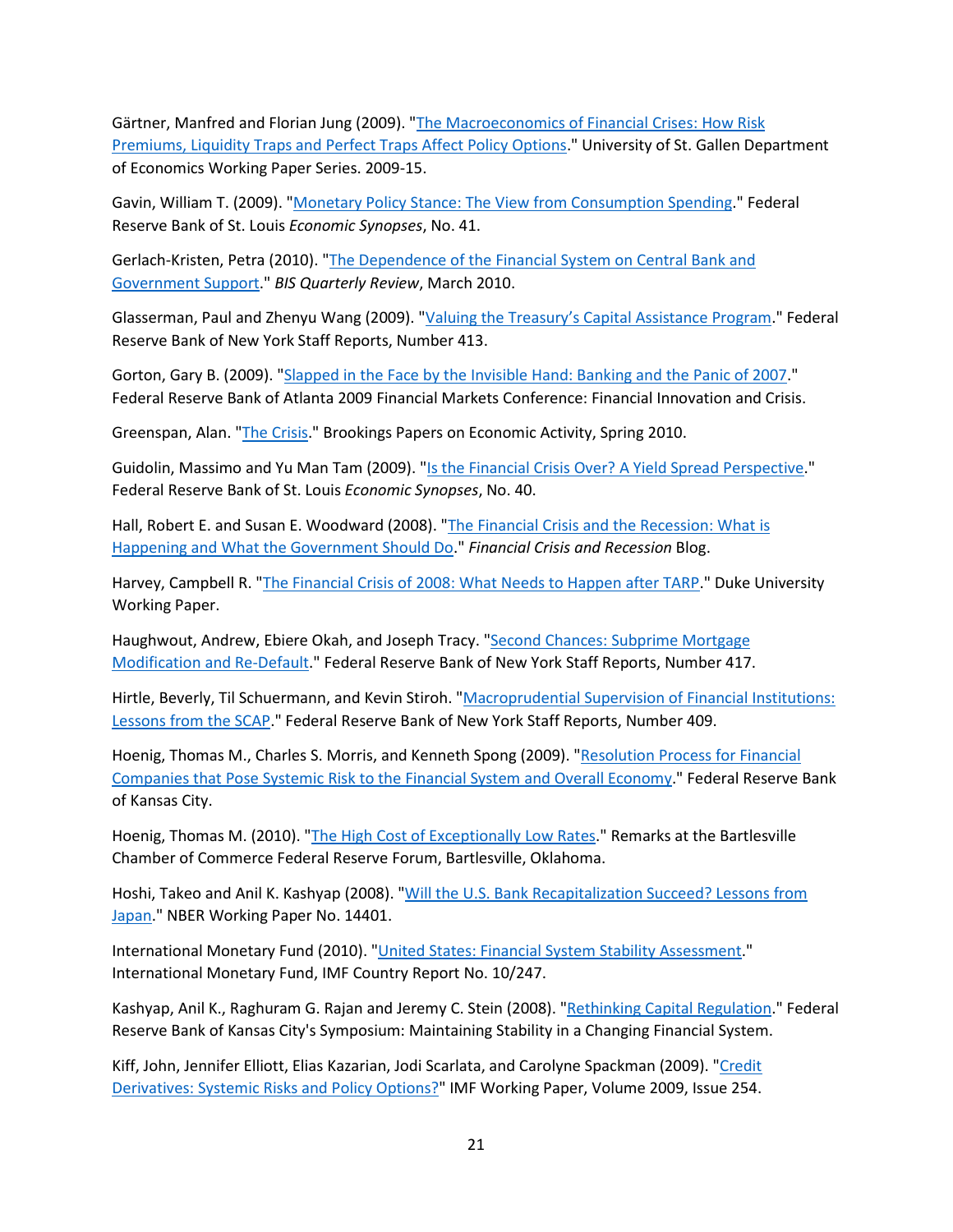Gärtner, Manfred and Florian Jung (2009). "The Macroeconomics of Financial Crises: How Risk Premiums, Liquidity Traps and Perfect Traps Affect Policy Options." University of St. Gallen Department of Economics Working Paper Series. 2009-15.

Gavin, William T. (2009). "Monetary Policy Stance: The View from Consumption Spending." Federal Reserve Bank of St. Louis *Economic Synopses*, No. 41.

Gerlach-Kristen, Petra (2010). "The Dependence of the Financial System on Central Bank and Government Support." *BIS Quarterly Review*, March 2010.

Glasserman, Paul and Zhenyu Wang (2009). "Valuing the Treasury's Capital Assistance Program." Federal Reserve Bank of New York Staff Reports, Number 413.

Gorton, Gary B. (2009). "Slapped in the Face by the Invisible Hand: Banking and the Panic of 2007." Federal Reserve Bank of Atlanta 2009 Financial Markets Conference: Financial Innovation and Crisis.

Greenspan, Alan. "The Crisis." Brookings Papers on Economic Activity, Spring 2010.

Guidolin, Massimo and Yu Man Tam (2009). "Is the Financial Crisis Over? A Yield Spread Perspective." Federal Reserve Bank of St. Louis *Economic Synopses*, No. 40.

Hall, Robert E. and Susan E. Woodward (2008). "The Financial Crisis and the Recession: What is Happening and What the Government Should Do." *Financial Crisis and Recession* Blog.

Harvey, Campbell R. "The Financial Crisis of 2008: What Needs to Happen after TARP." Duke University Working Paper.

Haughwout, Andrew, Ebiere Okah, and Joseph Tracy. "Second Chances: Subprime Mortgage Modification and Re-Default." Federal Reserve Bank of New York Staff Reports, Number 417.

Hirtle, Beverly, Til Schuermann, and Kevin Stiroh. "Macroprudential Supervision of Financial Institutions: Lessons from the SCAP." Federal Reserve Bank of New York Staff Reports, Number 409.

Hoenig, Thomas M., Charles S. Morris, and Kenneth Spong (2009). "Resolution Process for Financial Companies that Pose Systemic Risk to the Financial System and Overall Economy." Federal Reserve Bank of Kansas City.

Hoenig, Thomas M. (2010). "The High Cost of Exceptionally Low Rates." Remarks at the Bartlesville Chamber of Commerce Federal Reserve Forum, Bartlesville, Oklahoma.

Hoshi, Takeo and Anil K. Kashyap (2008). "Will the U.S. Bank Recapitalization Succeed? Lessons from Japan." NBER Working Paper No. 14401.

International Monetary Fund (2010). "United States: Financial System Stability Assessment." International Monetary Fund, IMF Country Report No. 10/247.

Kashyap, Anil K., Raghuram G. Rajan and Jeremy C. Stein (2008). "Rethinking Capital Regulation." Federal Reserve Bank of Kansas City's Symposium: Maintaining Stability in a Changing Financial System.

Kiff, John, Jennifer Elliott, Elias Kazarian, Jodi Scarlata, and Carolyne Spackman (2009). "Credit Derivatives: Systemic Risks and Policy Options?" IMF Working Paper, Volume 2009, Issue 254.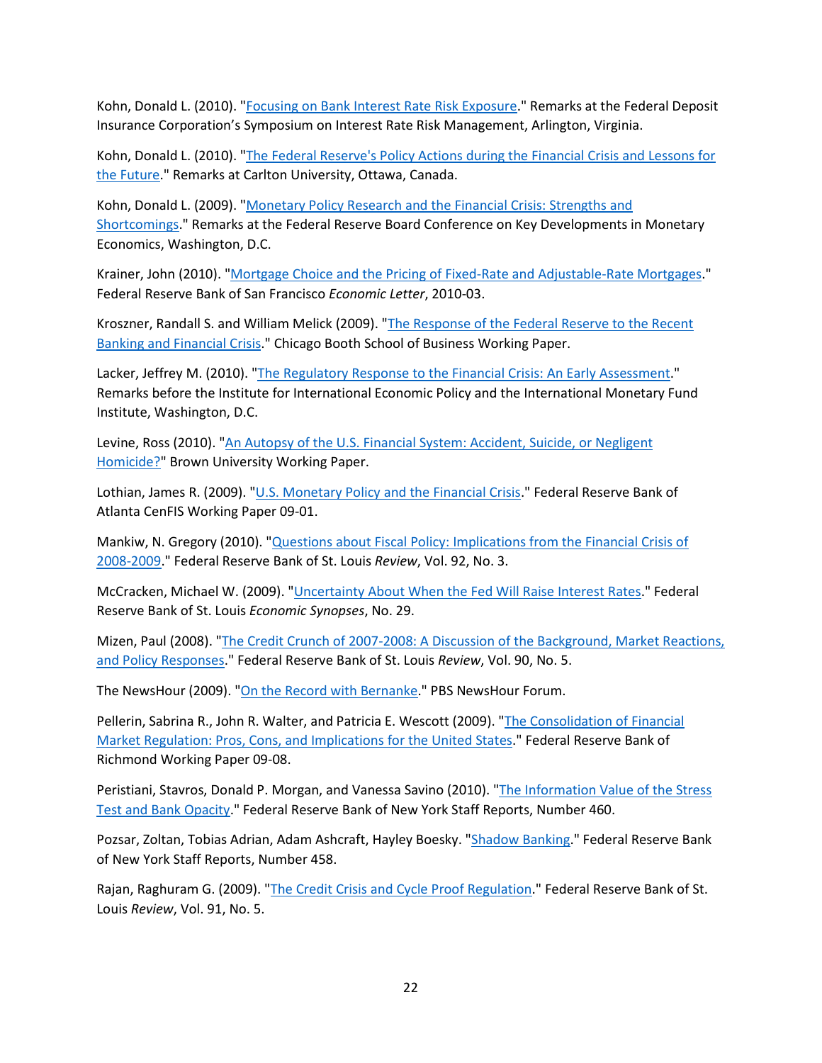Kohn, Donald L. (2010). "Focusing on Bank Interest Rate Risk Exposure." Remarks at the Federal Deposit Insurance Corporation's Symposium on Interest Rate Risk Management, Arlington, Virginia.

Kohn, Donald L. (2010). "The Federal Reserve's Policy Actions during the Financial Crisis and Lessons for the Future." Remarks at Carlton University, Ottawa, Canada.

Kohn, Donald L. (2009). "Monetary Policy Research and the Financial Crisis: Strengths and Shortcomings." Remarks at the Federal Reserve Board Conference on Key Developments in Monetary Economics, Washington, D.C.

Krainer, John (2010). "Mortgage Choice and the Pricing of Fixed-Rate and Adjustable-Rate Mortgages." Federal Reserve Bank of San Francisco *Economic Letter*, 2010-03.

Kroszner, Randall S. and William Melick (2009). "The Response of the Federal Reserve to the Recent Banking and Financial Crisis." Chicago Booth School of Business Working Paper.

Lacker, Jeffrey M. (2010). "The Regulatory Response to the Financial Crisis: An Early Assessment." Remarks before the Institute for International Economic Policy and the International Monetary Fund Institute, Washington, D.C.

Levine, Ross (2010). "An Autopsy of the U.S. Financial System: Accident, Suicide, or Negligent Homicide?" Brown University Working Paper.

Lothian, James R. (2009). "U.S. Monetary Policy and the Financial Crisis." Federal Reserve Bank of Atlanta CenFIS Working Paper 09-01.

Mankiw, N. Gregory (2010). "Questions about Fiscal Policy: Implications from the Financial Crisis of 2008-2009." Federal Reserve Bank of St. Louis *Review*, Vol. 92, No. 3.

McCracken, Michael W. (2009). "Uncertainty About When the Fed Will Raise Interest Rates." Federal Reserve Bank of St. Louis *Economic Synopses*, No. 29.

Mizen, Paul (2008). "The Credit Crunch of 2007-2008: A Discussion of the Background, Market Reactions, and Policy Responses." Federal Reserve Bank of St. Louis *Review*, Vol. 90, No. 5.

The NewsHour (2009). "On the Record with Bernanke." PBS NewsHour Forum.

Pellerin, Sabrina R., John R. Walter, and Patricia E. Wescott (2009). "The Consolidation of Financial Market Regulation: Pros, Cons, and Implications for the United States." Federal Reserve Bank of Richmond Working Paper 09-08.

Peristiani, Stavros, Donald P. Morgan, and Vanessa Savino (2010). "The Information Value of the Stress Test and Bank Opacity." Federal Reserve Bank of New York Staff Reports, Number 460.

Pozsar, Zoltan, Tobias Adrian, Adam Ashcraft, Hayley Boesky. "Shadow Banking." Federal Reserve Bank of New York Staff Reports, Number 458.

Rajan, Raghuram G. (2009). "The Credit Crisis and Cycle Proof Regulation." Federal Reserve Bank of St. Louis *Review*, Vol. 91, No. 5.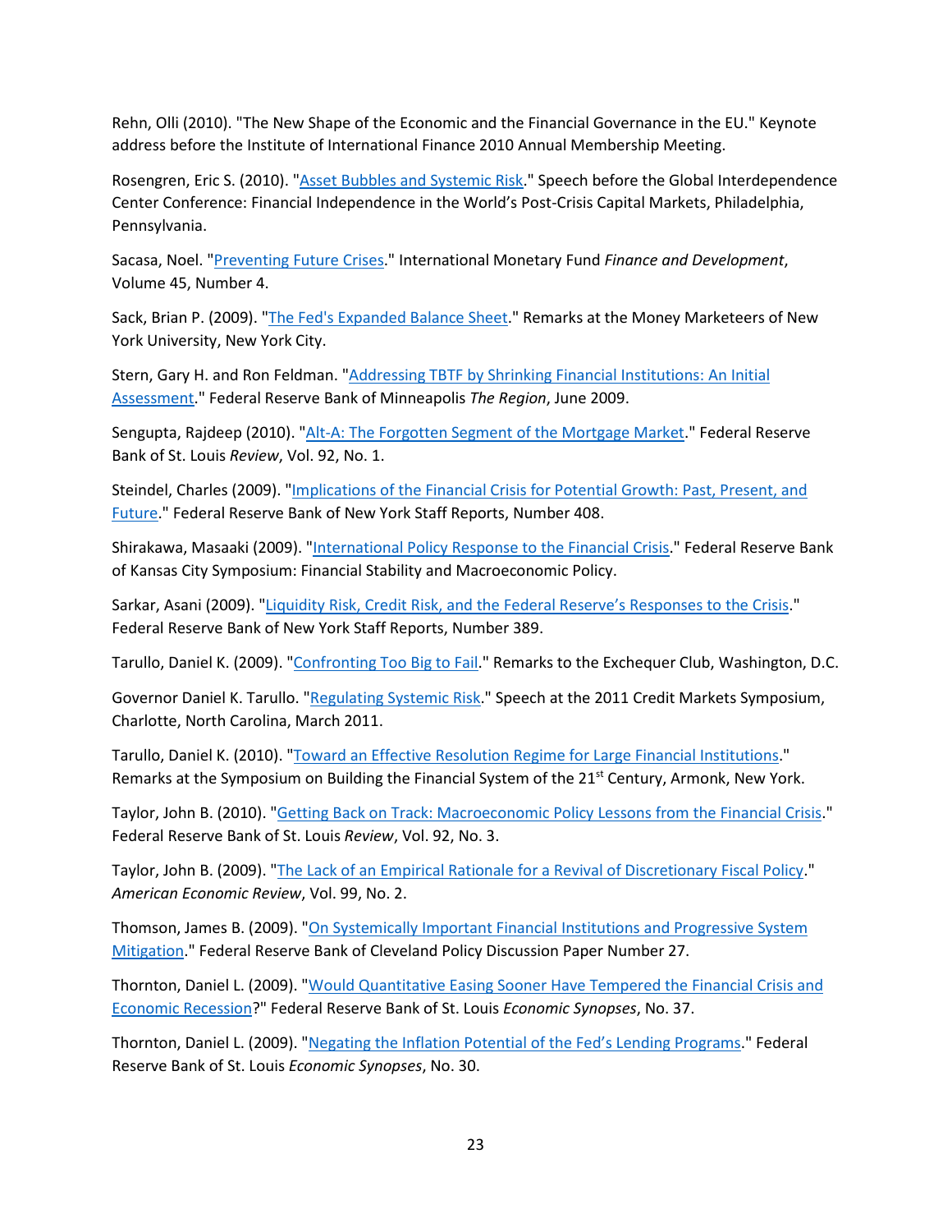Rehn, Olli (2010). "The New Shape of the Economic and the Financial Governance in the EU." Keynote address before the Institute of International Finance 2010 Annual Membership Meeting.

Rosengren, Eric S. (2010). "Asset Bubbles and Systemic Risk." Speech before the Global Interdependence Center Conference: Financial Independence in the World's Post-Crisis Capital Markets, Philadelphia, Pennsylvania.

Sacasa, Noel. "Preventing Future Crises." International Monetary Fund *Finance and Development*, Volume 45, Number 4.

Sack, Brian P. (2009). "The Fed's Expanded Balance Sheet." Remarks at the Money Marketeers of New York University, New York City.

Stern, Gary H. and Ron Feldman. "Addressing TBTF by Shrinking Financial Institutions: An Initial Assessment." Federal Reserve Bank of Minneapolis *The Region*, June 2009.

Sengupta, Rajdeep (2010). "Alt-A: The Forgotten Segment of the Mortgage Market." Federal Reserve Bank of St. Louis *Review*, Vol. 92, No. 1.

Steindel, Charles (2009). "Implications of the Financial Crisis for Potential Growth: Past, Present, and Future." Federal Reserve Bank of New York Staff Reports, Number 408.

Shirakawa, Masaaki (2009). "International Policy Response to the Financial Crisis." Federal Reserve Bank of Kansas City Symposium: Financial Stability and Macroeconomic Policy.

Sarkar, Asani (2009). "Liquidity Risk, Credit Risk, and the Federal Reserve's Responses to the Crisis." Federal Reserve Bank of New York Staff Reports, Number 389.

Tarullo, Daniel K. (2009). "Confronting Too Big to Fail." Remarks to the Exchequer Club, Washington, D.C.

Governor Daniel K. Tarullo. "Regulating Systemic Risk." Speech at the 2011 Credit Markets Symposium, Charlotte, North Carolina, March 2011.

Tarullo, Daniel K. (2010). "Toward an Effective Resolution Regime for Large Financial Institutions." Remarks at the Symposium on Building the Financial System of the 21st Century, Armonk, New York.

Taylor, John B. (2010). "Getting Back on Track: Macroeconomic Policy Lessons from the Financial Crisis." Federal Reserve Bank of St. Louis *Review*, Vol. 92, No. 3.

Taylor, John B. (2009). "The Lack of an Empirical Rationale for a Revival of Discretionary Fiscal Policy." *American Economic Review*, Vol. 99, No. 2.

Thomson, James B. (2009). "On Systemically Important Financial Institutions and Progressive System Mitigation." Federal Reserve Bank of Cleveland Policy Discussion Paper Number 27.

Thornton, Daniel L. (2009). "Would Quantitative Easing Sooner Have Tempered the Financial Crisis and Economic Recession?" Federal Reserve Bank of St. Louis *Economic Synopses*, No. 37.

Thornton, Daniel L. (2009). "Negating the Inflation Potential of the Fed's Lending Programs." Federal Reserve Bank of St. Louis *Economic Synopses*, No. 30.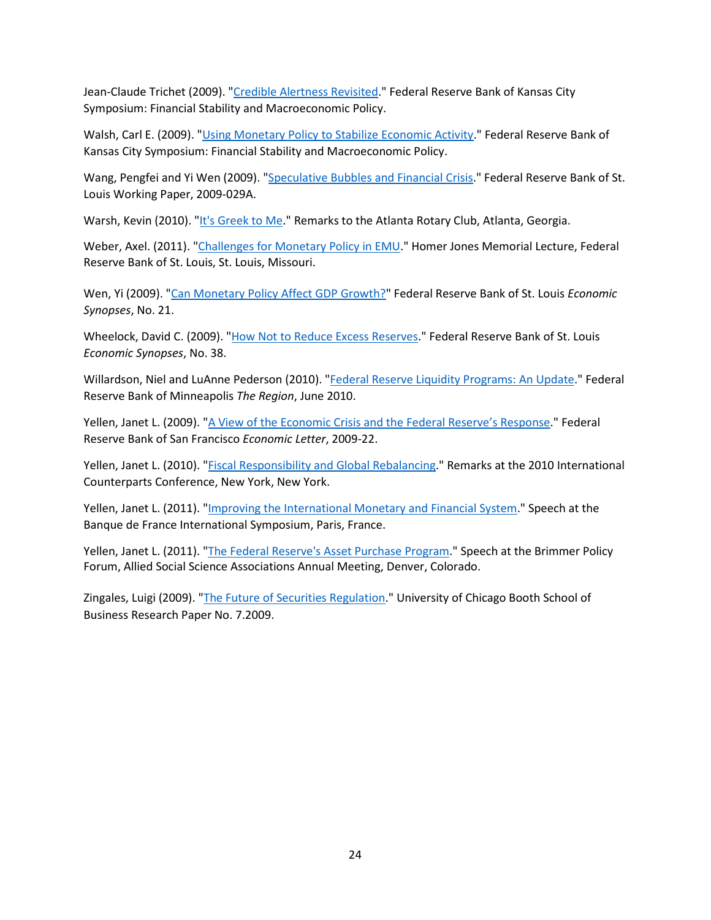Jean-Claude Trichet (2009). "Credible Alertness Revisited." Federal Reserve Bank of Kansas City Symposium: Financial Stability and Macroeconomic Policy.

Walsh, Carl E. (2009). "Using Monetary Policy to Stabilize Economic Activity." Federal Reserve Bank of Kansas City Symposium: Financial Stability and Macroeconomic Policy.

Wang, Pengfei and Yi Wen (2009). "Speculative Bubbles and Financial Crisis." Federal Reserve Bank of St. Louis Working Paper, 2009-029A.

Warsh, Kevin (2010). "It's Greek to Me." Remarks to the Atlanta Rotary Club, Atlanta, Georgia.

Weber, Axel. (2011). "Challenges for Monetary Policy in EMU." Homer Jones Memorial Lecture, Federal Reserve Bank of St. Louis, St. Louis, Missouri.

Wen, Yi (2009). "Can Monetary Policy Affect GDP Growth?" Federal Reserve Bank of St. Louis *Economic Synopses*, No. 21.

Wheelock, David C. (2009). "How Not to Reduce Excess Reserves." Federal Reserve Bank of St. Louis *Economic Synopses*, No. 38.

Willardson, Niel and LuAnne Pederson (2010). "Federal Reserve Liquidity Programs: An Update." Federal Reserve Bank of Minneapolis *The Region*, June 2010.

Yellen, Janet L. (2009). "A View of the Economic Crisis and the Federal Reserve's Response." Federal Reserve Bank of San Francisco *Economic Letter*, 2009-22.

Yellen, Janet L. (2010). "Fiscal Responsibility and Global Rebalancing." Remarks at the 2010 International Counterparts Conference, New York, New York.

Yellen, Janet L. (2011). "Improving the International Monetary and Financial System." Speech at the Banque de France International Symposium, Paris, France.

Yellen, Janet L. (2011). "The Federal Reserve's Asset Purchase Program." Speech at the Brimmer Policy Forum, Allied Social Science Associations Annual Meeting, Denver, Colorado.

Zingales, Luigi (2009). "The Future of Securities Regulation." University of Chicago Booth School of Business Research Paper No. 7.2009.